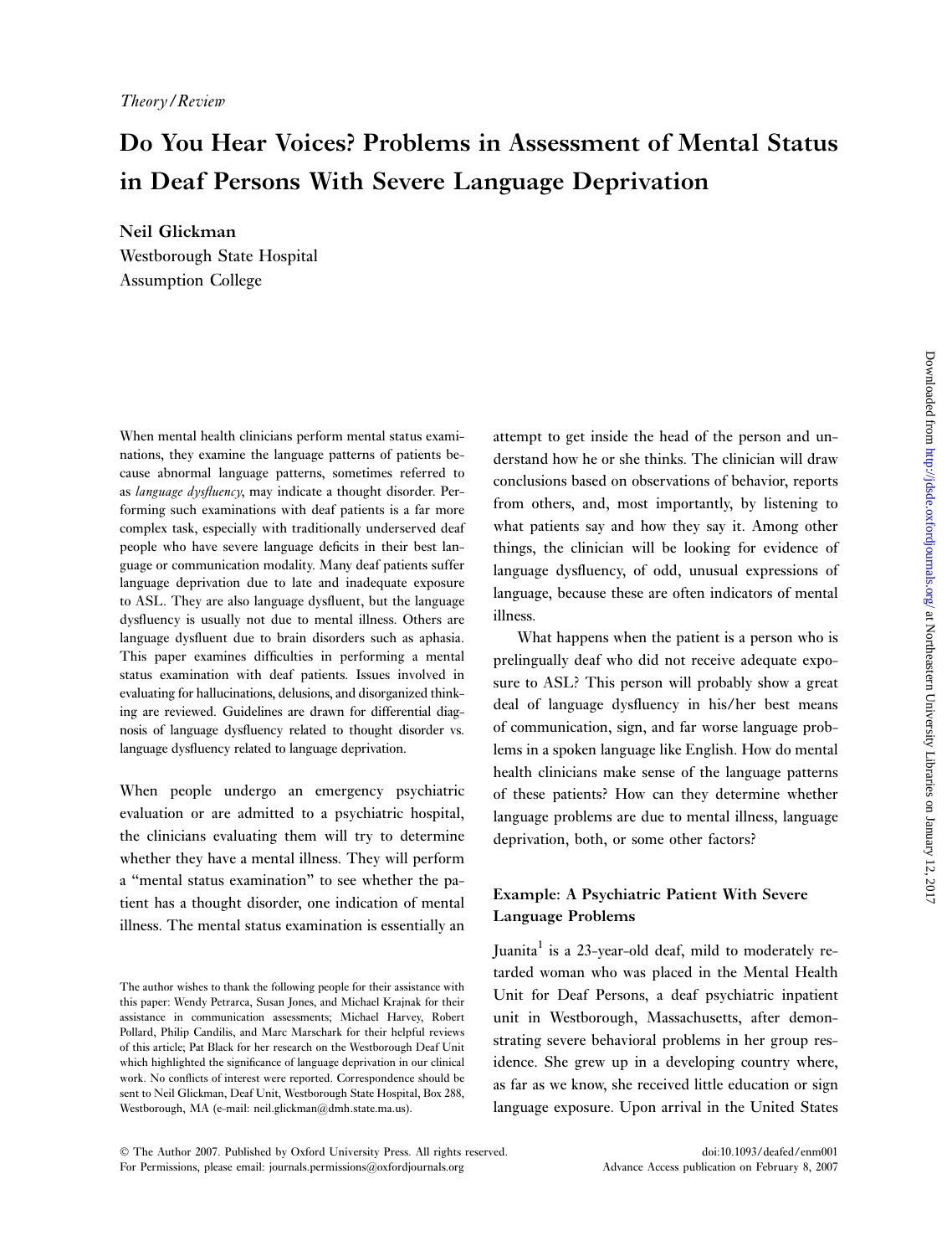*Theory/Review*

# Do You Hear Voices? Problems in Assessment of Mental Status in Deaf Persons With Severe Language Deprivation

**Neil Glickman**
Westborough State Hospital
Assumption College

When mental health clinicians perform mental status examinations, they examine the language patterns of patients because abnormal language patterns, sometimes referred to as *language dysfluency*, may indicate a thought disorder. Performing such examinations with deaf patients is a far more complex task, especially with traditionally underserved deaf people who have severe language deficits in their best language or communication modality. Many deaf patients suffer language deprivation due to late and inadequate exposure to ASL. They are also language dysfluent, but the language dysfluency is usually not due to mental illness. Others are language dysfluent due to brain disorders such as aphasia. This paper examines difficulties in performing a mental status examination with deaf patients. Issues involved in evaluating for hallucinations, delusions, and disorganized thinking are reviewed. Guidelines are drawn for differential diagnosis of language dysfluency related to thought disorder vs. language dysfluency related to language deprivation.

When people undergo an emergency psychiatric evaluation or are admitted to a psychiatric hospital, the clinicians evaluating them will try to determine whether they have a mental illness. They will perform a "mental status examination" to see whether the patient has a thought disorder, one indication of mental illness. The mental status examination is essentially an attempt to get inside the head of the person and understand how he or she thinks. The clinician will draw conclusions based on observations of behavior, reports from others, and, most importantly, by listening to what patients say and how they say it. Among other things, the clinician will be looking for evidence of language dysfluency, of odd, unusual expressions of language, because these are often indicators of mental illness.

What happens when the patient is a person who is prelingually deaf who did not receive adequate exposure to ASL? This person will probably show a great deal of language dysfluency in his/her best means of communication, sign, and far worse language problems in a spoken language like English. How do mental health clinicians make sense of the language patterns of these patients? How can they determine whether language problems are due to mental illness, language deprivation, both, or some other factors?

## Example: A Psychiatric Patient With Severe Language Problems

Juanita[1] is a 23-year-old deaf, mild to moderately retarded woman who was placed in the Mental Health Unit for Deaf Persons, a deaf psychiatric inpatient unit in Westborough, Massachusetts, after demonstrating severe behavioral problems in her group residence. She grew up in a developing country where, as far as we know, she received little education or sign language exposure. Upon arrival in the United States

The author wishes to thank the following people for their assistance with this paper: Wendy Petrarca, Susan Jones, and Michael Krajnak for their assistance in communication assessments; Michael Harvey, Robert Pollard, Philip Candilis, and Marc Marschark for their helpful reviews of this article; Pat Black for her research on the Westborough Deaf Unit which highlighted the significance of language deprivation in our clinical work. No conflicts of interest were reported. Correspondence should be sent to Neil Glickman, Deaf Unit, Westborough State Hospital, Box 288, Westborough, MA (e-mail: neil.glickman@dmh.state.ma.us).

© The Author 2007. Published by Oxford University Press. All rights reserved. For Permissions, please email: journals.permissions@oxfordjournals.org

doi:10.1093/deafed/enm001
Advance Access publication on February 8, 2007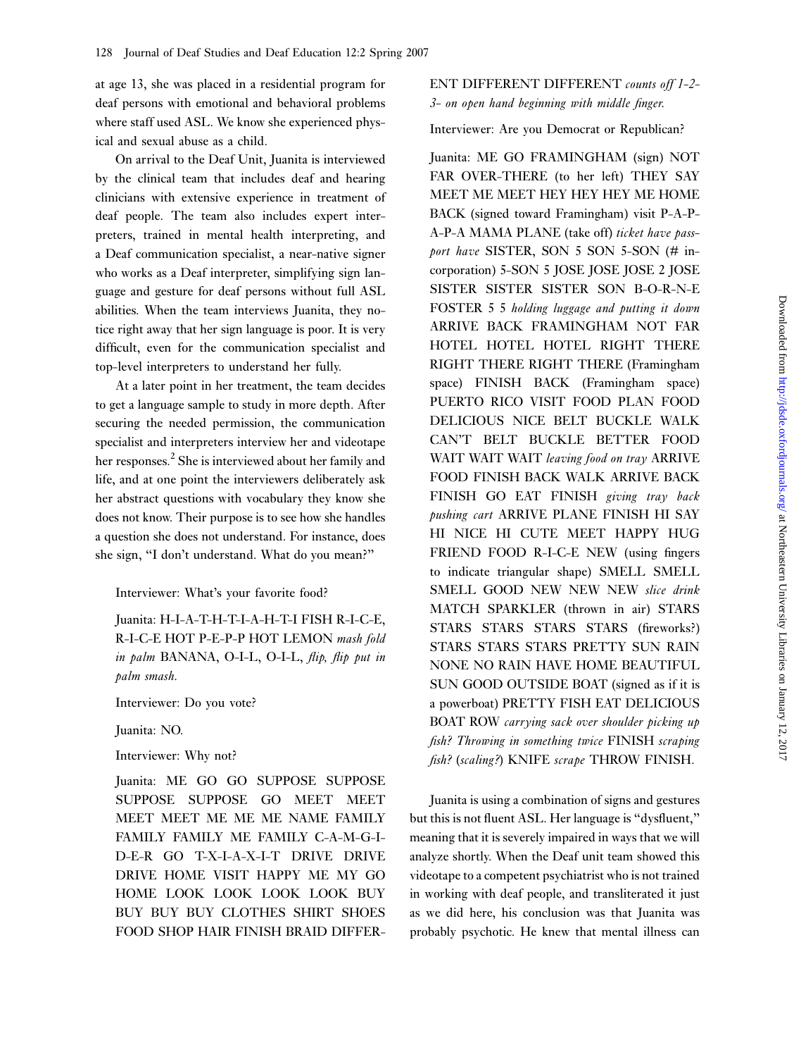at age 13, she was placed in a residential program for deaf persons with emotional and behavioral problems where staff used ASL. We know she experienced physical and sexual abuse as a child.

On arrival to the Deaf Unit, Juanita is interviewed by the clinical team that includes deaf and hearing clinicians with extensive experience in treatment of deaf people. The team also includes expert interpreters, trained in mental health interpreting, and a Deaf communication specialist, a near-native signer who works as a Deaf interpreter, simplifying sign language and gesture for deaf persons without full ASL abilities. When the team interviews Juanita, they notice right away that her sign language is poor. It is very difficult, even for the communication specialist and top-level interpreters to understand her fully.

At a later point in her treatment, the team decides to get a language sample to study in more depth. After securing the needed permission, the communication specialist and interpreters interview her and videotape her responses.[2] She is interviewed about her family and life, and at one point the interviewers deliberately ask her abstract questions with vocabulary they know she does not know. Their purpose is to see how she handles a question she does not understand. For instance, does she sign, "I don't understand. What do you mean?"

> Interviewer: What's your favorite food?
>
> Juanita: H-I-A-T-H-T-I-A-H-T-I FISH R-I-C-E, R-I-C-E HOT P-E-P-P HOT LEMON *mash fold in palm* BANANA, O-I-L, O-I-L, *flip, flip put in palm smash*.
>
> Interviewer: Do you vote?
>
> Juanita: NO.
>
> Interviewer: Why not?
>
> Juanita: ME GO GO SUPPOSE SUPPOSE SUPPOSE SUPPOSE GO MEET MEET MEET MEET ME ME ME NAME FAMILY FAMILY FAMILY ME FAMILY C-A-M-G-I-D-E-R GO T-X-I-A-X-I-T DRIVE DRIVE DRIVE HOME VISIT HAPPY ME MY GO HOME LOOK LOOK LOOK LOOK BUY BUY BUY BUY CLOTHES SHIRT SHOES FOOD SHOP HAIR FINISH BRAID DIFFERENT DIFFERENT DIFFERENT *counts off 1-2-3- on open hand beginning with middle finger*.
>
> Interviewer: Are you Democrat or Republican?
>
> Juanita: ME GO FRAMINGHAM (sign) NOT FAR OVER-THERE (to her left) THEY SAY MEET ME MEET HEY HEY HEY ME HOME BACK (signed toward Framingham) visit P-A-P-A-P-A MAMA PLANE (take off) *ticket have passport have* SISTER, SON 5 SON 5-SON (# incorporation) 5-SON 5 JOSE JOSE JOSE 2 JOSE SISTER SISTER SISTER SON B-O-R-N-E FOSTER 5 5 *holding luggage and putting it down* ARRIVE BACK FRAMINGHAM NOT FAR HOTEL HOTEL HOTEL RIGHT THERE RIGHT THERE RIGHT THERE (Framingham space) FINISH BACK (Framingham space) PUERTO RICO VISIT FOOD PLAN FOOD DELICIOUS NICE BELT BUCKLE WALK CAN'T BELT BUCKLE BETTER FOOD WAIT WAIT WAIT *leaving food on tray* ARRIVE FOOD FINISH BACK WALK ARRIVE BACK FINISH GO EAT FINISH *giving tray back pushing cart* ARRIVE PLANE FINISH HI SAY HI NICE HI CUTE MEET HAPPY HUG FRIEND FOOD R-I-C-E NEW (using fingers to indicate triangular shape) SMELL SMELL SMELL GOOD NEW NEW NEW *slice drink* MATCH SPARKLER (thrown in air) STARS STARS STARS STARS STARS (fireworks?) STARS STARS STARS PRETTY SUN RAIN NONE NO RAIN HAVE HOME BEAUTIFUL SUN GOOD OUTSIDE BOAT (signed as if it is a powerboat) PRETTY FISH EAT DELICIOUS BOAT ROW *carrying sack over shoulder picking up fish? Throwing in something twice* FINISH *scraping fish?* (*scaling?*) KNIFE *scrape* THROW FINISH.

Juanita is using a combination of signs and gestures but this is not fluent ASL. Her language is "dysfluent," meaning that it is severely impaired in ways that we will analyze shortly. When the Deaf unit team showed this videotape to a competent psychiatrist who is not trained in working with deaf people, and transliterated it just as we did here, his conclusion was that Juanita was probably psychotic. He knew that mental illness can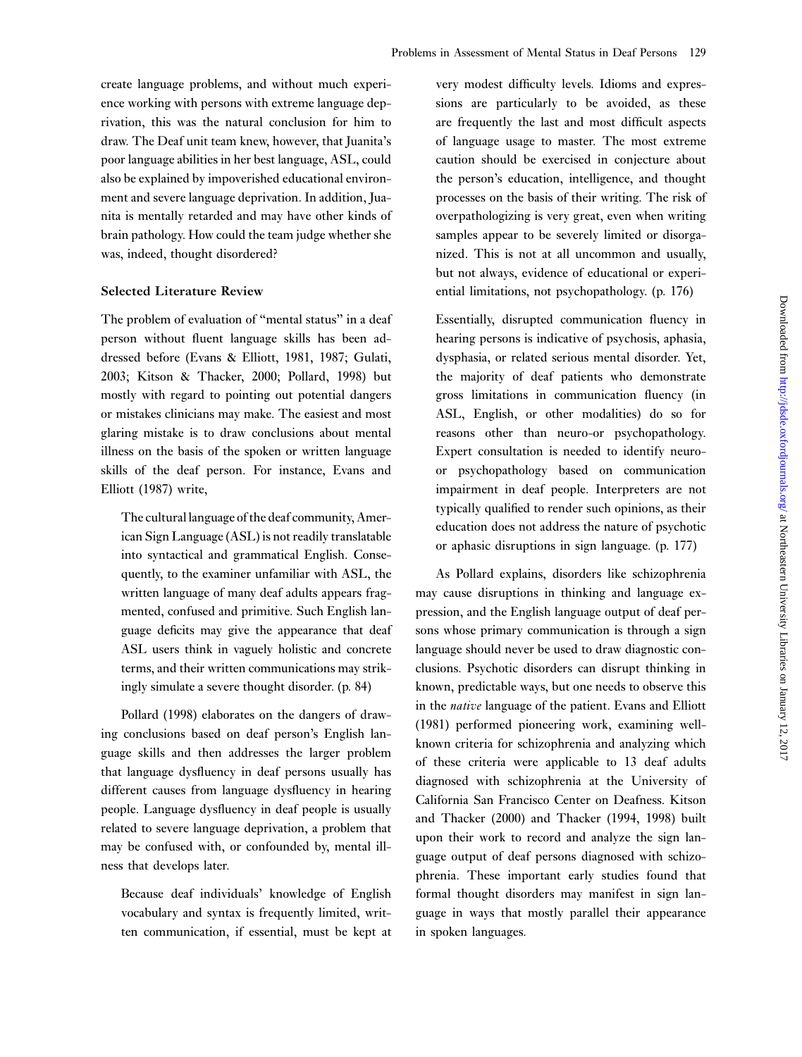create language problems, and without much experience working with persons with extreme language deprivation, this was the natural conclusion for him to draw. The Deaf unit team knew, however, that Juanita's poor language abilities in her best language, ASL, could also be explained by impoverished educational environment and severe language deprivation. In addition, Juanita is mentally retarded and may have other kinds of brain pathology. How could the team judge whether she was, indeed, thought disordered?

### Selected Literature Review

The problem of evaluation of "mental status" in a deaf person without fluent language skills has been addressed before (Evans & Elliott, 1981, 1987; Gulati, 2003; Kitson & Thacker, 2000; Pollard, 1998) but mostly with regard to pointing out potential dangers or mistakes clinicians may make. The easiest and most glaring mistake is to draw conclusions about mental illness on the basis of the spoken or written language skills of the deaf person. For instance, Evans and Elliott (1987) write,

> The cultural language of the deaf community, American Sign Language (ASL) is not readily translatable into syntactical and grammatical English. Consequently, to the examiner unfamiliar with ASL, the written language of many deaf adults appears fragmented, confused and primitive. Such English language deficits may give the appearance that deaf ASL users think in vaguely holistic and concrete terms, and their written communications may strikingly simulate a severe thought disorder. (p. 84)

Pollard (1998) elaborates on the dangers of drawing conclusions based on deaf person's English language skills and then addresses the larger problem that language dysfluency in deaf persons usually has different causes from language dysfluency in hearing people. Language dysfluency in deaf people is usually related to severe language deprivation, a problem that may be confused with, or confounded by, mental illness that develops later.

> Because deaf individuals' knowledge of English vocabulary and syntax is frequently limited, written communication, if essential, must be kept at very modest difficulty levels. Idioms and expressions are particularly to be avoided, as these are frequently the last and most difficult aspects of language usage to master. The most extreme caution should be exercised in conjecture about the person's education, intelligence, and thought processes on the basis of their writing. The risk of overpathologizing is very great, even when writing samples appear to be severely limited or disorganized. This is not at all uncommon and usually, but not always, evidence of educational or experiential limitations, not psychopathology. (p. 176)

> Essentially, disrupted communication fluency in hearing persons is indicative of psychosis, aphasia, dysphasia, or related serious mental disorder. Yet, the majority of deaf patients who demonstrate gross limitations in communication fluency (in ASL, English, or other modalities) do so for reasons other than neuro-or psychopathology. Expert consultation is needed to identify neuro- or psychopathology based on communication impairment in deaf people. Interpreters are not typically qualified to render such opinions, as their education does not address the nature of psychotic or aphasic disruptions in sign language. (p. 177)

As Pollard explains, disorders like schizophrenia may cause disruptions in thinking and language expression, and the English language output of deaf persons whose primary communication is through a sign language should never be used to draw diagnostic conclusions. Psychotic disorders can disrupt thinking in known, predictable ways, but one needs to observe this in the *native* language of the patient. Evans and Elliott (1981) performed pioneering work, examining well-known criteria for schizophrenia and analyzing which of these criteria were applicable to 13 deaf adults diagnosed with schizophrenia at the University of California San Francisco Center on Deafness. Kitson and Thacker (2000) and Thacker (1994, 1998) built upon their work to record and analyze the sign language output of deaf persons diagnosed with schizophrenia. These important early studies found that formal thought disorders may manifest in sign language in ways that mostly parallel their appearance in spoken languages.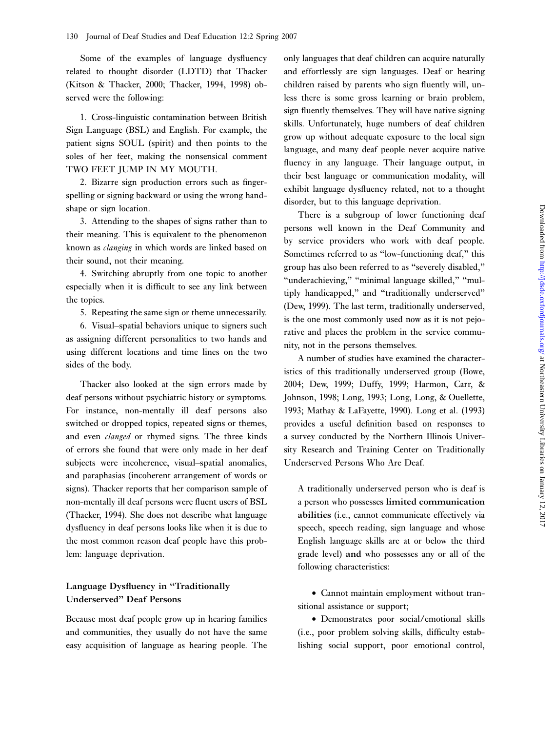Some of the examples of language dysfluency related to thought disorder (LDTD) that Thacker (Kitson & Thacker, 2000; Thacker, 1994, 1998) observed were the following:

1. Cross-linguistic contamination between British Sign Language (BSL) and English. For example, the patient signs SOUL (spirit) and then points to the soles of her feet, making the nonsensical comment TWO FEET JUMP IN MY MOUTH.

2. Bizarre sign production errors such as fingerspelling or signing backward or using the wrong handshape or sign location.

3. Attending to the shapes of signs rather than to their meaning. This is equivalent to the phenomenon known as *clanging* in which words are linked based on their sound, not their meaning.

4. Switching abruptly from one topic to another especially when it is difficult to see any link between the topics.

5. Repeating the same sign or theme unnecessarily.

6. Visual–spatial behaviors unique to signers such as assigning different personalities to two hands and using different locations and time lines on the two sides of the body.

Thacker also looked at the sign errors made by deaf persons without psychiatric history or symptoms. For instance, non-mentally ill deaf persons also switched or dropped topics, repeated signs or themes, and even *clanged* or rhymed signs. The three kinds of errors she found that were only made in her deaf subjects were incoherence, visual–spatial anomalies, and paraphasias (incoherent arrangement of words or signs). Thacker reports that her comparison sample of non-mentally ill deaf persons were fluent users of BSL (Thacker, 1994). She does not describe what language dysfluency in deaf persons looks like when it is due to the most common reason deaf people have this problem: language deprivation.

## Language Dysfluency in "Traditionally Underserved" Deaf Persons

Because most deaf people grow up in hearing families and communities, they usually do not have the same easy acquisition of language as hearing people. The only languages that deaf children can acquire naturally and effortlessly are sign languages. Deaf or hearing children raised by parents who sign fluently will, unless there is some gross learning or brain problem, sign fluently themselves. They will have native signing skills. Unfortunately, huge numbers of deaf children grow up without adequate exposure to the local sign language, and many deaf people never acquire native fluency in any language. Their language output, in their best language or communication modality, will exhibit language dysfluency related, not to a thought disorder, but to this language deprivation.

There is a subgroup of lower functioning deaf persons well known in the Deaf Community and by service providers who work with deaf people. Sometimes referred to as "low-functioning deaf," this group has also been referred to as "severely disabled," "underachieving," "minimal language skilled," "multiply handicapped," and "traditionally underserved" (Dew, 1999). The last term, traditionally underserved, is the one most commonly used now as it is not pejorative and places the problem in the service community, not in the persons themselves.

A number of studies have examined the characteristics of this traditionally underserved group (Bowe, 2004; Dew, 1999; Duffy, 1999; Harmon, Carr, & Johnson, 1998; Long, 1993; Long, Long, & Ouellette, 1993; Mathay & LaFayette, 1990). Long et al. (1993) provides a useful definition based on responses to a survey conducted by the Northern Illinois University Research and Training Center on Traditionally Underserved Persons Who Are Deaf.

> A traditionally underserved person who is deaf is a person who possesses **limited communication abilities** (i.e., cannot communicate effectively via speech, speech reading, sign language and whose English language skills are at or below the third grade level) **and** who possesses any or all of the following characteristics:
>
> - Cannot maintain employment without transitional assistance or support;
> - Demonstrates poor social/emotional skills (i.e., poor problem solving skills, difficulty establishing social support, poor emotional control,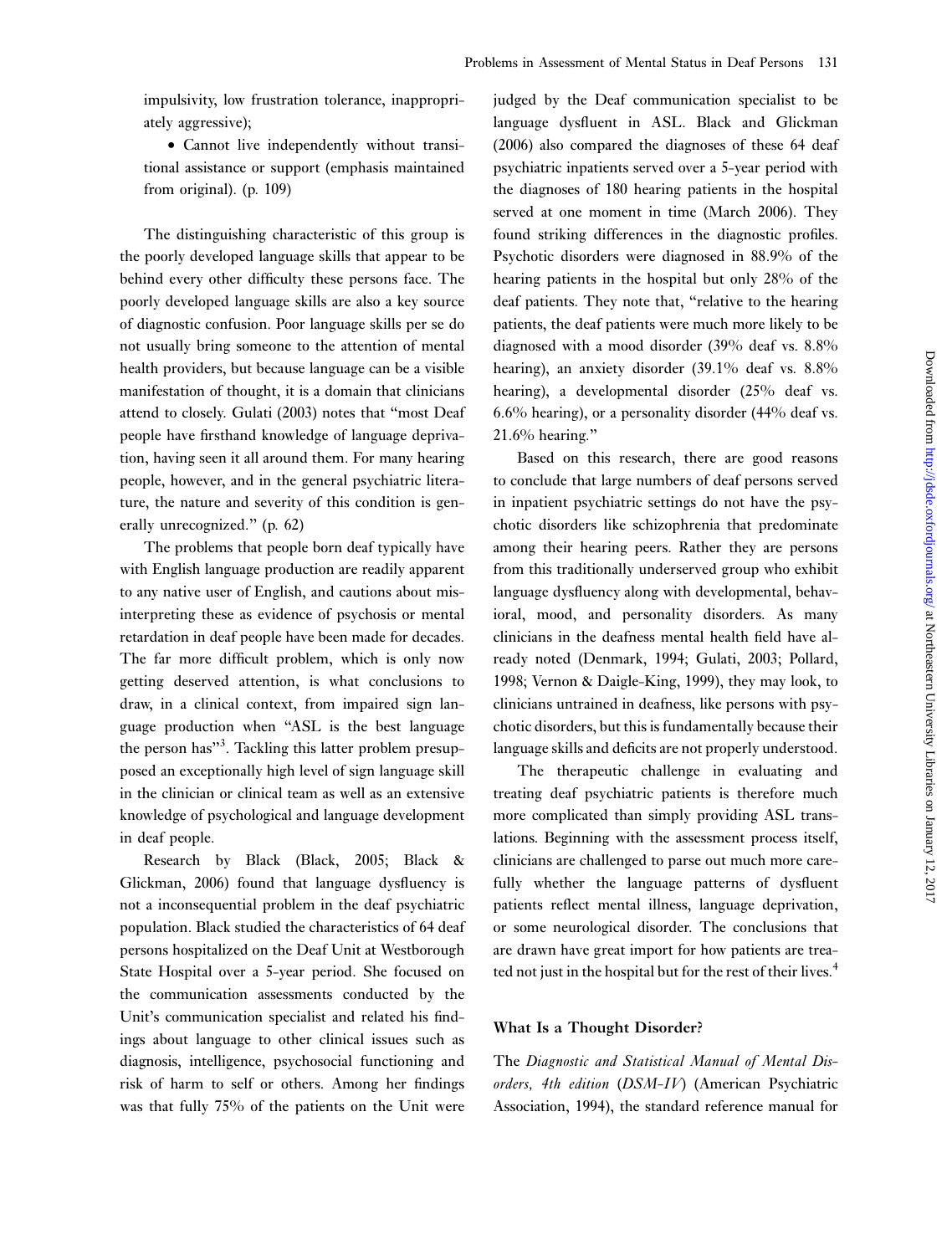impulsivity, low frustration tolerance, inappropriately aggressive);

- Cannot live independently without transitional assistance or support (emphasis maintained from original). (p. 109)

The distinguishing characteristic of this group is the poorly developed language skills that appear to be behind every other difficulty these persons face. The poorly developed language skills are also a key source of diagnostic confusion. Poor language skills per se do not usually bring someone to the attention of mental health providers, but because language can be a visible manifestation of thought, it is a domain that clinicians attend to closely. Gulati (2003) notes that "most Deaf people have firsthand knowledge of language deprivation, having seen it all around them. For many hearing people, however, and in the general psychiatric literature, the nature and severity of this condition is generally unrecognized." (p. 62)

The problems that people born deaf typically have with English language production are readily apparent to any native user of English, and cautions about misinterpreting these as evidence of psychosis or mental retardation in deaf people have been made for decades. The far more difficult problem, which is only now getting deserved attention, is what conclusions to draw, in a clinical context, from impaired sign language production when "ASL is the best language the person has"[3]. Tackling this latter problem presupposed an exceptionally high level of sign language skill in the clinician or clinical team as well as an extensive knowledge of psychological and language development in deaf people.

Research by Black (Black, 2005; Black & Glickman, 2006) found that language dysfluency is not a inconsequential problem in the deaf psychiatric population. Black studied the characteristics of 64 deaf persons hospitalized on the Deaf Unit at Westborough State Hospital over a 5-year period. She focused on the communication assessments conducted by the Unit's communication specialist and related his findings about language to other clinical issues such as diagnosis, intelligence, psychosocial functioning and risk of harm to self or others. Among her findings was that fully 75% of the patients on the Unit were judged by the Deaf communication specialist to be language dysfluent in ASL. Black and Glickman (2006) also compared the diagnoses of these 64 deaf psychiatric inpatients served over a 5-year period with the diagnoses of 180 hearing patients in the hospital served at one moment in time (March 2006). They found striking differences in the diagnostic profiles. Psychotic disorders were diagnosed in 88.9% of the hearing patients in the hospital but only 28% of the deaf patients. They note that, "relative to the hearing patients, the deaf patients were much more likely to be diagnosed with a mood disorder (39% deaf vs. 8.8% hearing), an anxiety disorder (39.1% deaf vs. 8.8% hearing), a developmental disorder (25% deaf vs. 6.6% hearing), or a personality disorder (44% deaf vs. 21.6% hearing."

Based on this research, there are good reasons to conclude that large numbers of deaf persons served in inpatient psychiatric settings do not have the psychotic disorders like schizophrenia that predominate among their hearing peers. Rather they are persons from this traditionally underserved group who exhibit language dysfluency along with developmental, behavioral, mood, and personality disorders. As many clinicians in the deafness mental health field have already noted (Denmark, 1994; Gulati, 2003; Pollard, 1998; Vernon & Daigle-King, 1999), they may look, to clinicians untrained in deafness, like persons with psychotic disorders, but this is fundamentally because their language skills and deficits are not properly understood.

The therapeutic challenge in evaluating and treating deaf psychiatric patients is therefore much more complicated than simply providing ASL translations. Beginning with the assessment process itself, clinicians are challenged to parse out much more carefully whether the language patterns of dysfluent patients reflect mental illness, language deprivation, or some neurological disorder. The conclusions that are drawn have great import for how patients are treated not just in the hospital but for the rest of their lives.[4]

### What Is a Thought Disorder?

The *Diagnostic and Statistical Manual of Mental Disorders, 4th edition* (*DSM-IV*) (American Psychiatric Association, 1994), the standard reference manual for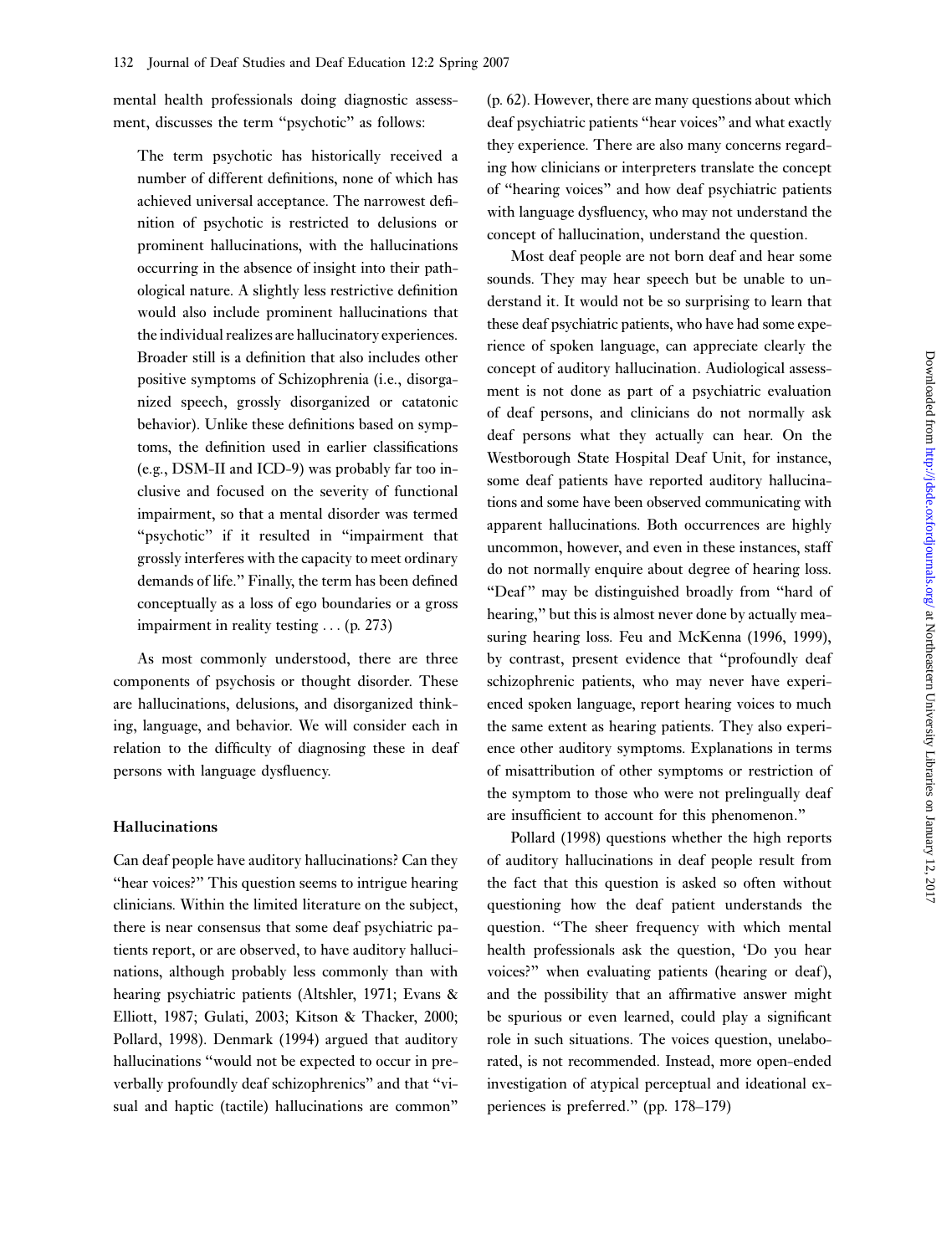mental health professionals doing diagnostic assessment, discusses the term "psychotic" as follows:

> The term psychotic has historically received a number of different definitions, none of which has achieved universal acceptance. The narrowest definition of psychotic is restricted to delusions or prominent hallucinations, with the hallucinations occurring in the absence of insight into their pathological nature. A slightly less restrictive definition would also include prominent hallucinations that the individual realizes are hallucinatory experiences. Broader still is a definition that also includes other positive symptoms of Schizophrenia (i.e., disorganized speech, grossly disorganized or catatonic behavior). Unlike these definitions based on symptoms, the definition used in earlier classifications (e.g., DSM-II and ICD-9) was probably far too inclusive and focused on the severity of functional impairment, so that a mental disorder was termed "psychotic" if it resulted in "impairment that grossly interferes with the capacity to meet ordinary demands of life." Finally, the term has been defined conceptually as a loss of ego boundaries or a gross impairment in reality testing . . . (p. 273)

As most commonly understood, there are three components of psychosis or thought disorder. These are hallucinations, delusions, and disorganized thinking, language, and behavior. We will consider each in relation to the difficulty of diagnosing these in deaf persons with language dysfluency.

### Hallucinations

Can deaf people have auditory hallucinations? Can they "hear voices?" This question seems to intrigue hearing clinicians. Within the limited literature on the subject, there is near consensus that some deaf psychiatric patients report, or are observed, to have auditory hallucinations, although probably less commonly than with hearing psychiatric patients (Altshler, 1971; Evans & Elliott, 1987; Gulati, 2003; Kitson & Thacker, 2000; Pollard, 1998). Denmark (1994) argued that auditory hallucinations "would not be expected to occur in preverbally profoundly deaf schizophrenics" and that "visual and haptic (tactile) hallucinations are common" (p. 62). However, there are many questions about which deaf psychiatric patients "hear voices" and what exactly they experience. There are also many concerns regarding how clinicians or interpreters translate the concept of "hearing voices" and how deaf psychiatric patients with language dysfluency, who may not understand the concept of hallucination, understand the question.

Most deaf people are not born deaf and hear some sounds. They may hear speech but be unable to understand it. It would not be so surprising to learn that these deaf psychiatric patients, who have had some experience of spoken language, can appreciate clearly the concept of auditory hallucination. Audiological assessment is not done as part of a psychiatric evaluation of deaf persons, and clinicians do not normally ask deaf persons what they actually can hear. On the Westborough State Hospital Deaf Unit, for instance, some deaf patients have reported auditory hallucinations and some have been observed communicating with apparent hallucinations. Both occurrences are highly uncommon, however, and even in these instances, staff do not normally enquire about degree of hearing loss. "Deaf" may be distinguished broadly from "hard of hearing," but this is almost never done by actually measuring hearing loss. Feu and McKenna (1996, 1999), by contrast, present evidence that "profoundly deaf schizophrenic patients, who may never have experienced spoken language, report hearing voices to much the same extent as hearing patients. They also experience other auditory symptoms. Explanations in terms of misattribution of other symptoms or restriction of the symptom to those who were not prelingually deaf are insufficient to account for this phenomenon."

Pollard (1998) questions whether the high reports of auditory hallucinations in deaf people result from the fact that this question is asked so often without questioning how the deaf patient understands the question. "The sheer frequency with which mental health professionals ask the question, 'Do you hear voices?" when evaluating patients (hearing or deaf), and the possibility that an affirmative answer might be spurious or even learned, could play a significant role in such situations. The voices question, unelaborated, is not recommended. Instead, more open-ended investigation of atypical perceptual and ideational experiences is preferred." (pp. 178–179)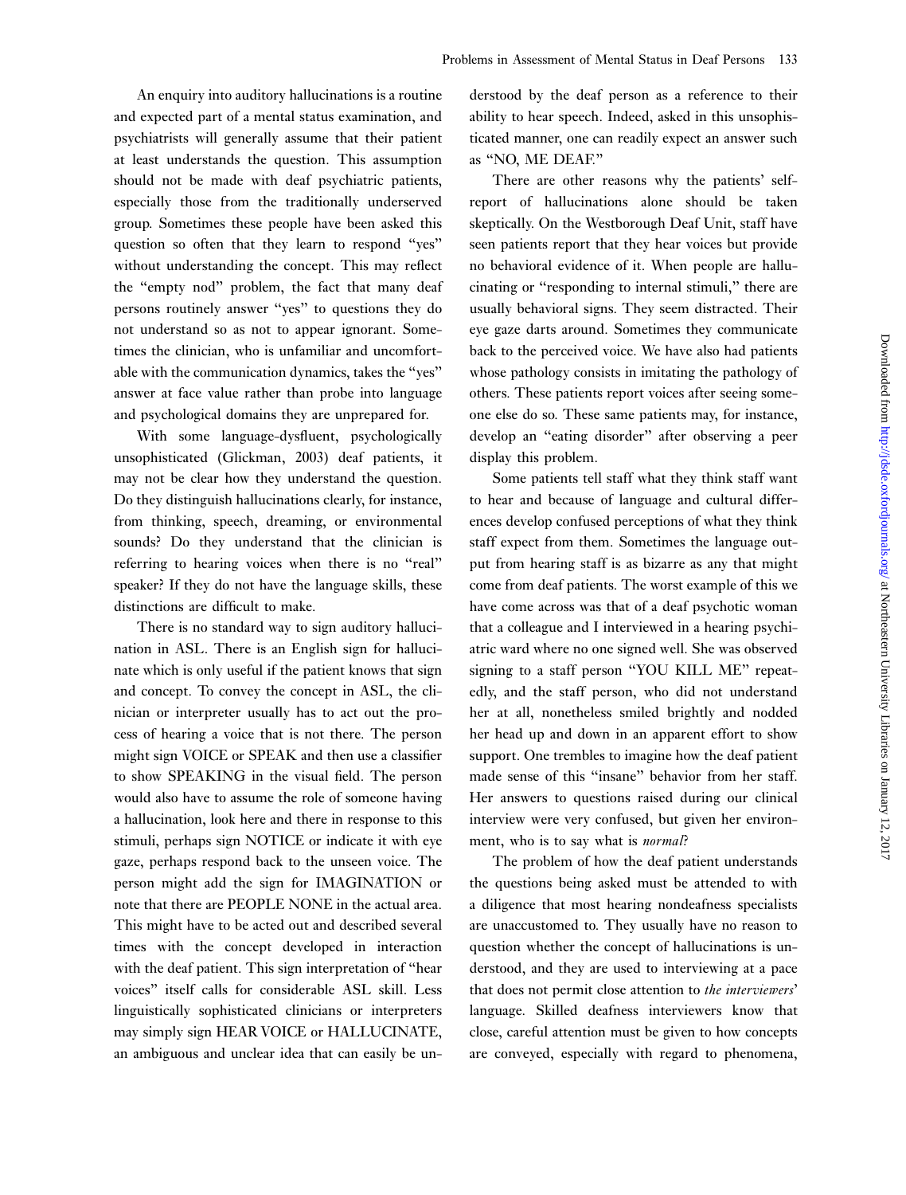An enquiry into auditory hallucinations is a routine and expected part of a mental status examination, and psychiatrists will generally assume that their patient at least understands the question. This assumption should not be made with deaf psychiatric patients, especially those from the traditionally underserved group. Sometimes these people have been asked this question so often that they learn to respond "yes" without understanding the concept. This may reflect the "empty nod" problem, the fact that many deaf persons routinely answer "yes" to questions they do not understand so as not to appear ignorant. Sometimes the clinician, who is unfamiliar and uncomfortable with the communication dynamics, takes the "yes" answer at face value rather than probe into language and psychological domains they are unprepared for.

With some language-dysfluent, psychologically unsophisticated (Glickman, 2003) deaf patients, it may not be clear how they understand the question. Do they distinguish hallucinations clearly, for instance, from thinking, speech, dreaming, or environmental sounds? Do they understand that the clinician is referring to hearing voices when there is no "real" speaker? If they do not have the language skills, these distinctions are difficult to make.

There is no standard way to sign auditory hallucination in ASL. There is an English sign for hallucinate which is only useful if the patient knows that sign and concept. To convey the concept in ASL, the clinician or interpreter usually has to act out the process of hearing a voice that is not there. The person might sign VOICE or SPEAK and then use a classifier to show SPEAKING in the visual field. The person would also have to assume the role of someone having a hallucination, look here and there in response to this stimuli, perhaps sign NOTICE or indicate it with eye gaze, perhaps respond back to the unseen voice. The person might add the sign for IMAGINATION or note that there are PEOPLE NONE in the actual area. This might have to be acted out and described several times with the concept developed in interaction with the deaf patient. This sign interpretation of "hear voices" itself calls for considerable ASL skill. Less linguistically sophisticated clinicians or interpreters may simply sign HEAR VOICE or HALLUCINATE, an ambiguous and unclear idea that can easily be understood by the deaf person as a reference to their ability to hear speech. Indeed, asked in this unsophisticated manner, one can readily expect an answer such as "NO, ME DEAF."

There are other reasons why the patients' self-report of hallucinations alone should be taken skeptically. On the Westborough Deaf Unit, staff have seen patients report that they hear voices but provide no behavioral evidence of it. When people are hallucinating or "responding to internal stimuli," there are usually behavioral signs. They seem distracted. Their eye gaze darts around. Sometimes they communicate back to the perceived voice. We have also had patients whose pathology consists in imitating the pathology of others. These patients report voices after seeing someone else do so. These same patients may, for instance, develop an "eating disorder" after observing a peer display this problem.

Some patients tell staff what they think staff want to hear and because of language and cultural differences develop confused perceptions of what they think staff expect from them. Sometimes the language output from hearing staff is as bizarre as any that might come from deaf patients. The worst example of this we have come across was that of a deaf psychotic woman that a colleague and I interviewed in a hearing psychiatric ward where no one signed well. She was observed signing to a staff person "YOU KILL ME" repeatedly, and the staff person, who did not understand her at all, nonetheless smiled brightly and nodded her head up and down in an apparent effort to show support. One trembles to imagine how the deaf patient made sense of this "insane" behavior from her staff. Her answers to questions raised during our clinical interview were very confused, but given her environment, who is to say what is *normal*?

The problem of how the deaf patient understands the questions being asked must be attended to with a diligence that most hearing nondeafness specialists are unaccustomed to. They usually have no reason to question whether the concept of hallucinations is understood, and they are used to interviewing at a pace that does not permit close attention to *the interviewers'* language. Skilled deafness interviewers know that close, careful attention must be given to how concepts are conveyed, especially with regard to phenomena,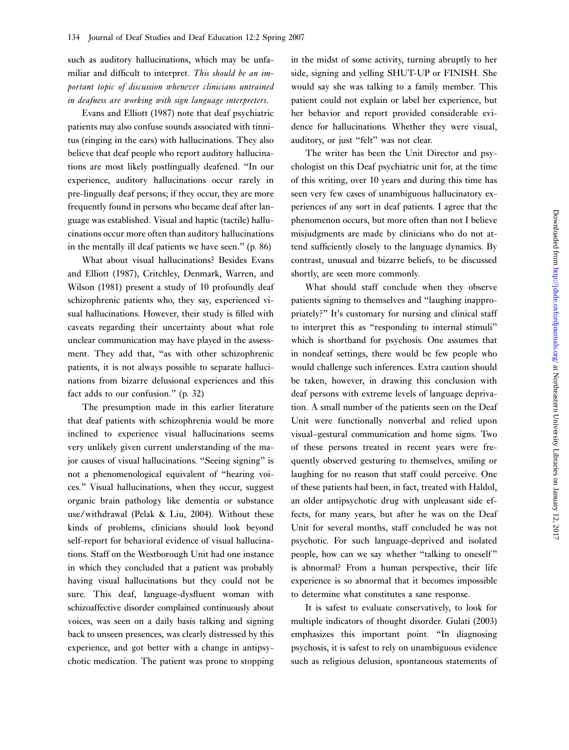such as auditory hallucinations, which may be unfamiliar and difficult to interpret. *This should be an important topic of discussion whenever clinicians untrained in deafness are working with sign language interpreters.*

Evans and Elliott (1987) note that deaf psychiatric patients may also confuse sounds associated with tinnitus (ringing in the ears) with hallucinations. They also believe that deaf people who report auditory hallucinations are most likely postlingually deafened. "In our experience, auditory hallucinations occur rarely in pre-lingually deaf persons; if they occur, they are more frequently found in persons who became deaf after language was established. Visual and haptic (tactile) hallucinations occur more often than auditory hallucinations in the mentally ill deaf patients we have seen." (p. 86)

What about visual hallucinations? Besides Evans and Elliott (1987), Critchley, Denmark, Warren, and Wilson (1981) present a study of 10 profoundly deaf schizophrenic patients who, they say, experienced visual hallucinations. However, their study is filled with caveats regarding their uncertainty about what role unclear communication may have played in the assessment. They add that, "as with other schizophrenic patients, it is not always possible to separate hallucinations from bizarre delusional experiences and this fact adds to our confusion." (p. 32)

The presumption made in this earlier literature that deaf patients with schizophrenia would be more inclined to experience visual hallucinations seems very unlikely given current understanding of the major causes of visual hallucinations. "Seeing signing" is not a phenomenological equivalent of "hearing voices." Visual hallucinations, when they occur, suggest organic brain pathology like dementia or substance use/withdrawal (Pelak & Liu, 2004). Without these kinds of problems, clinicians should look beyond self-report for behavioral evidence of visual hallucinations. Staff on the Westborough Unit had one instance in which they concluded that a patient was probably having visual hallucinations but they could not be sure. This deaf, language-dysfluent woman with schizoaffective disorder complained continuously about voices, was seen on a daily basis talking and signing back to unseen presences, was clearly distressed by this experience, and got better with a change in antipsychotic medication. The patient was prone to stopping in the midst of some activity, turning abruptly to her side, signing and yelling SHUT-UP or FINISH. She would say she was talking to a family member. This patient could not explain or label her experience, but her behavior and report provided considerable evidence for hallucinations. Whether they were visual, auditory, or just "felt" was not clear.

The writer has been the Unit Director and psychologist on this Deaf psychiatric unit for, at the time of this writing, over 10 years and during this time has seen very few cases of unambiguous hallucinatory experiences of any sort in deaf patients. I agree that the phenomenon occurs, but more often than not I believe misjudgments are made by clinicians who do not attend sufficiently closely to the language dynamics. By contrast, unusual and bizarre beliefs, to be discussed shortly, are seen more commonly.

What should staff conclude when they observe patients signing to themselves and "laughing inappropriately?" It's customary for nursing and clinical staff to interpret this as "responding to internal stimuli" which is shorthand for psychosis. One assumes that in nondeaf settings, there would be few people who would challenge such inferences. Extra caution should be taken, however, in drawing this conclusion with deaf persons with extreme levels of language deprivation. A small number of the patients seen on the Deaf Unit were functionally nonverbal and relied upon visual–gestural communication and home signs. Two of these persons treated in recent years were frequently observed gesturing to themselves, smiling or laughing for no reason that staff could perceive. One of these patients had been, in fact, treated with Haldol, an older antipsychotic drug with unpleasant side effects, for many years, but after he was on the Deaf Unit for several months, staff concluded he was not psychotic. For such language-deprived and isolated people, how can we say whether "talking to oneself" is abnormal? From a human perspective, their life experience is so abnormal that it becomes impossible to determine what constitutes a sane response.

It is safest to evaluate conservatively, to look for multiple indicators of thought disorder. Gulati (2003) emphasizes this important point. "In diagnosing psychosis, it is safest to rely on unambiguous evidence such as religious delusion, spontaneous statements of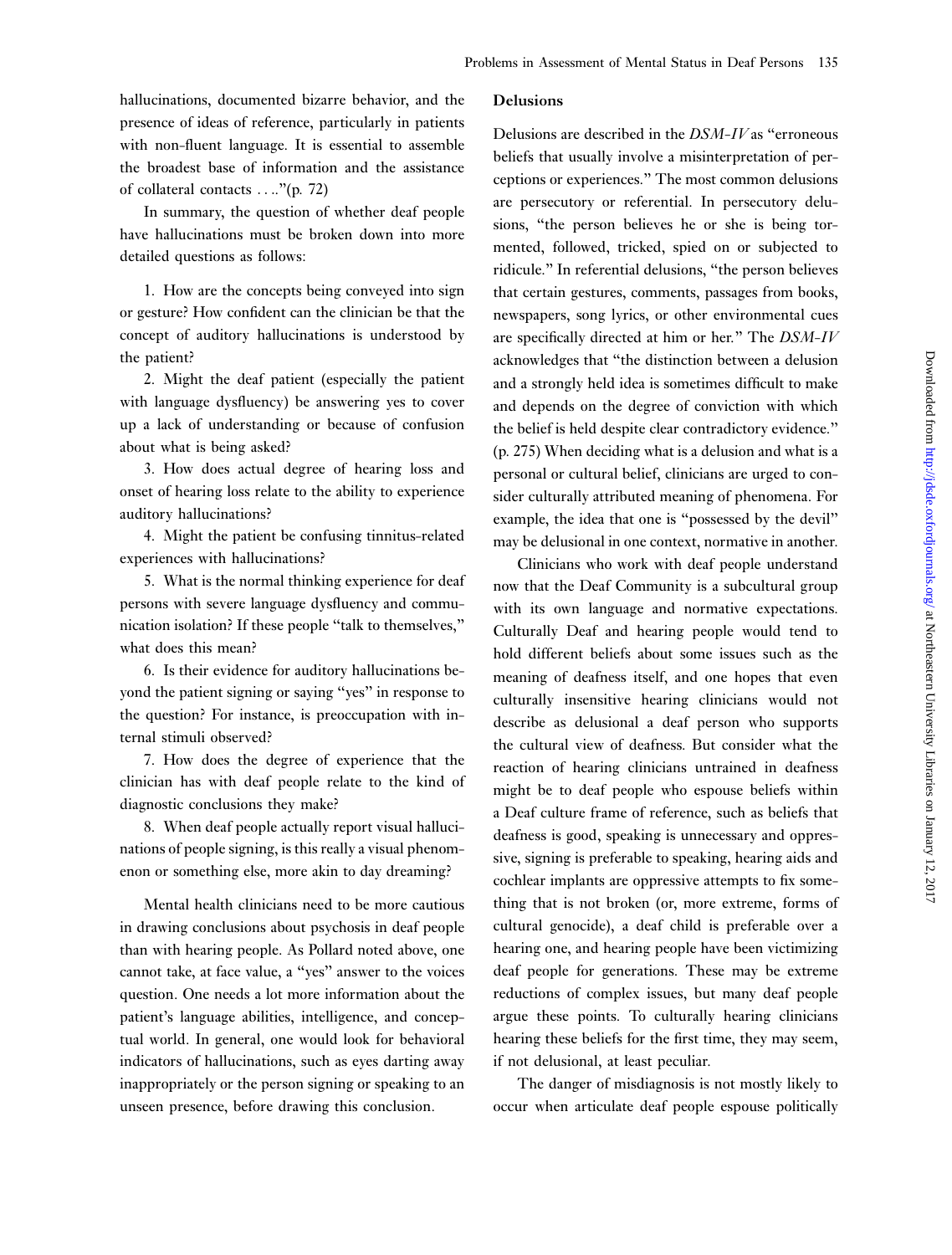hallucinations, documented bizarre behavior, and the presence of ideas of reference, particularly in patients with non-fluent language. It is essential to assemble the broadest base of information and the assistance of collateral contacts . . .."(p. 72)

In summary, the question of whether deaf people have hallucinations must be broken down into more detailed questions as follows:

1. How are the concepts being conveyed into sign or gesture? How confident can the clinician be that the concept of auditory hallucinations is understood by the patient?

2. Might the deaf patient (especially the patient with language dysfluency) be answering yes to cover up a lack of understanding or because of confusion about what is being asked?

3. How does actual degree of hearing loss and onset of hearing loss relate to the ability to experience auditory hallucinations?

4. Might the patient be confusing tinnitus-related experiences with hallucinations?

5. What is the normal thinking experience for deaf persons with severe language dysfluency and communication isolation? If these people "talk to themselves," what does this mean?

6. Is their evidence for auditory hallucinations beyond the patient signing or saying "yes" in response to the question? For instance, is preoccupation with internal stimuli observed?

7. How does the degree of experience that the clinician has with deaf people relate to the kind of diagnostic conclusions they make?

8. When deaf people actually report visual hallucinations of people signing, is this really a visual phenomenon or something else, more akin to day dreaming?

Mental health clinicians need to be more cautious in drawing conclusions about psychosis in deaf people than with hearing people. As Pollard noted above, one cannot take, at face value, a "yes" answer to the voices question. One needs a lot more information about the patient's language abilities, intelligence, and conceptual world. In general, one would look for behavioral indicators of hallucinations, such as eyes darting away inappropriately or the person signing or speaking to an unseen presence, before drawing this conclusion.

## Delusions

Delusions are described in the *DSM-IV* as "erroneous beliefs that usually involve a misinterpretation of perceptions or experiences." The most common delusions are persecutory or referential. In persecutory delusions, "the person believes he or she is being tormented, followed, tricked, spied on or subjected to ridicule." In referential delusions, "the person believes that certain gestures, comments, passages from books, newspapers, song lyrics, or other environmental cues are specifically directed at him or her." The *DSM-IV* acknowledges that "the distinction between a delusion and a strongly held idea is sometimes difficult to make and depends on the degree of conviction with which the belief is held despite clear contradictory evidence." (p. 275) When deciding what is a delusion and what is a personal or cultural belief, clinicians are urged to consider culturally attributed meaning of phenomena. For example, the idea that one is "possessed by the devil" may be delusional in one context, normative in another.

Clinicians who work with deaf people understand now that the Deaf Community is a subcultural group with its own language and normative expectations. Culturally Deaf and hearing people would tend to hold different beliefs about some issues such as the meaning of deafness itself, and one hopes that even culturally insensitive hearing clinicians would not describe as delusional a deaf person who supports the cultural view of deafness. But consider what the reaction of hearing clinicians untrained in deafness might be to deaf people who espouse beliefs within a Deaf culture frame of reference, such as beliefs that deafness is good, speaking is unnecessary and oppressive, signing is preferable to speaking, hearing aids and cochlear implants are oppressive attempts to fix something that is not broken (or, more extreme, forms of cultural genocide), a deaf child is preferable over a hearing one, and hearing people have been victimizing deaf people for generations. These may be extreme reductions of complex issues, but many deaf people argue these points. To culturally hearing clinicians hearing these beliefs for the first time, they may seem, if not delusional, at least peculiar.

The danger of misdiagnosis is not mostly likely to occur when articulate deaf people espouse politically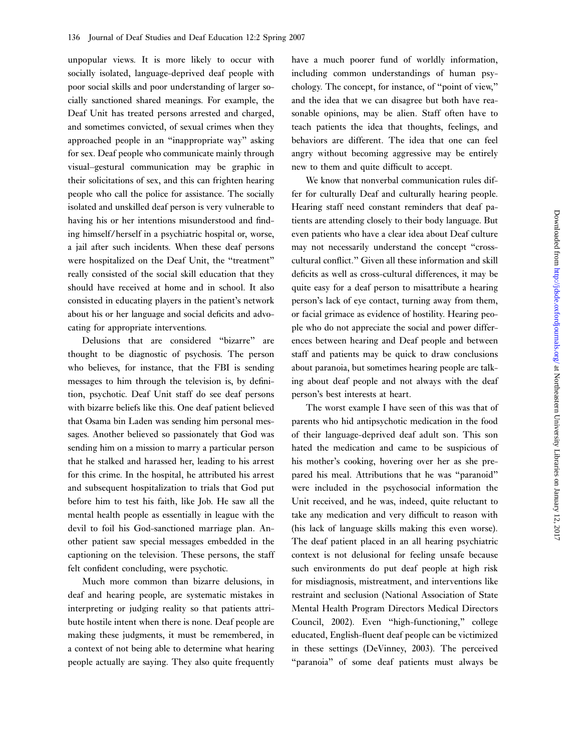unpopular views. It is more likely to occur with socially isolated, language-deprived deaf people with poor social skills and poor understanding of larger socially sanctioned shared meanings. For example, the Deaf Unit has treated persons arrested and charged, and sometimes convicted, of sexual crimes when they approached people in an "inappropriate way" asking for sex. Deaf people who communicate mainly through visual–gestural communication may be graphic in their solicitations of sex, and this can frighten hearing people who call the police for assistance. The socially isolated and unskilled deaf person is very vulnerable to having his or her intentions misunderstood and finding himself/herself in a psychiatric hospital or, worse, a jail after such incidents. When these deaf persons were hospitalized on the Deaf Unit, the "treatment" really consisted of the social skill education that they should have received at home and in school. It also consisted in educating players in the patient's network about his or her language and social deficits and advocating for appropriate interventions.

Delusions that are considered "bizarre" are thought to be diagnostic of psychosis. The person who believes, for instance, that the FBI is sending messages to him through the television is, by definition, psychotic. Deaf Unit staff do see deaf persons with bizarre beliefs like this. One deaf patient believed that Osama bin Laden was sending him personal messages. Another believed so passionately that God was sending him on a mission to marry a particular person that he stalked and harassed her, leading to his arrest for this crime. In the hospital, he attributed his arrest and subsequent hospitalization to trials that God put before him to test his faith, like Job. He saw all the mental health people as essentially in league with the devil to foil his God-sanctioned marriage plan. Another patient saw special messages embedded in the captioning on the television. These persons, the staff felt confident concluding, were psychotic.

Much more common than bizarre delusions, in deaf and hearing people, are systematic mistakes in interpreting or judging reality so that patients attribute hostile intent when there is none. Deaf people are making these judgments, it must be remembered, in a context of not being able to determine what hearing people actually are saying. They also quite frequently have a much poorer fund of worldly information, including common understandings of human psychology. The concept, for instance, of "point of view," and the idea that we can disagree but both have reasonable opinions, may be alien. Staff often have to teach patients the idea that thoughts, feelings, and behaviors are different. The idea that one can feel angry without becoming aggressive may be entirely new to them and quite difficult to accept.

We know that nonverbal communication rules differ for culturally Deaf and culturally hearing people. Hearing staff need constant reminders that deaf patients are attending closely to their body language. But even patients who have a clear idea about Deaf culture may not necessarily understand the concept "cross-cultural conflict." Given all these information and skill deficits as well as cross-cultural differences, it may be quite easy for a deaf person to misattribute a hearing person's lack of eye contact, turning away from them, or facial grimace as evidence of hostility. Hearing people who do not appreciate the social and power differences between hearing and Deaf people and between staff and patients may be quick to draw conclusions about paranoia, but sometimes hearing people are talking about deaf people and not always with the deaf person's best interests at heart.

The worst example I have seen of this was that of parents who hid antipsychotic medication in the food of their language-deprived deaf adult son. This son hated the medication and came to be suspicious of his mother's cooking, hovering over her as she prepared his meal. Attributions that he was "paranoid" were included in the psychosocial information the Unit received, and he was, indeed, quite reluctant to take any medication and very difficult to reason with (his lack of language skills making this even worse). The deaf patient placed in an all hearing psychiatric context is not delusional for feeling unsafe because such environments do put deaf people at high risk for misdiagnosis, mistreatment, and interventions like restraint and seclusion (National Association of State Mental Health Program Directors Medical Directors Council, 2002). Even "high-functioning," college educated, English-fluent deaf people can be victimized in these settings (DeVinney, 2003). The perceived "paranoia" of some deaf patients must always be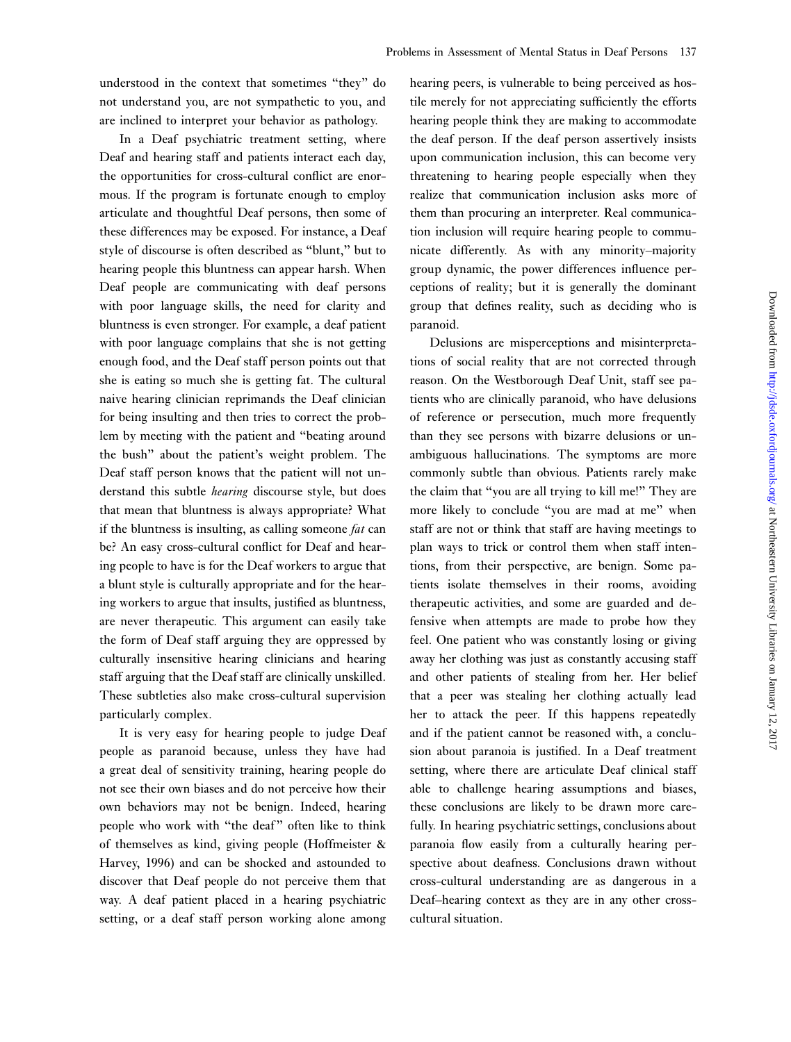understood in the context that sometimes "they" do not understand you, are not sympathetic to you, and are inclined to interpret your behavior as pathology.

In a Deaf psychiatric treatment setting, where Deaf and hearing staff and patients interact each day, the opportunities for cross-cultural conflict are enormous. If the program is fortunate enough to employ articulate and thoughtful Deaf persons, then some of these differences may be exposed. For instance, a Deaf style of discourse is often described as "blunt," but to hearing people this bluntness can appear harsh. When Deaf people are communicating with deaf persons with poor language skills, the need for clarity and bluntness is even stronger. For example, a deaf patient with poor language complains that she is not getting enough food, and the Deaf staff person points out that she is eating so much she is getting fat. The cultural naive hearing clinician reprimands the Deaf clinician for being insulting and then tries to correct the problem by meeting with the patient and "beating around the bush" about the patient's weight problem. The Deaf staff person knows that the patient will not understand this subtle *hearing* discourse style, but does that mean that bluntness is always appropriate? What if the bluntness is insulting, as calling someone *fat* can be? An easy cross-cultural conflict for Deaf and hearing people to have is for the Deaf workers to argue that a blunt style is culturally appropriate and for the hearing workers to argue that insults, justified as bluntness, are never therapeutic. This argument can easily take the form of Deaf staff arguing they are oppressed by culturally insensitive hearing clinicians and hearing staff arguing that the Deaf staff are clinically unskilled. These subtleties also make cross-cultural supervision particularly complex.

It is very easy for hearing people to judge Deaf people as paranoid because, unless they have had a great deal of sensitivity training, hearing people do not see their own biases and do not perceive how their own behaviors may not be benign. Indeed, hearing people who work with "the deaf" often like to think of themselves as kind, giving people (Hoffmeister & Harvey, 1996) and can be shocked and astounded to discover that Deaf people do not perceive them that way. A deaf patient placed in a hearing psychiatric setting, or a deaf staff person working alone among hearing peers, is vulnerable to being perceived as hostile merely for not appreciating sufficiently the efforts hearing people think they are making to accommodate the deaf person. If the deaf person assertively insists upon communication inclusion, this can become very threatening to hearing people especially when they realize that communication inclusion asks more of them than procuring an interpreter. Real communication inclusion will require hearing people to communicate differently. As with any minority–majority group dynamic, the power differences influence perceptions of reality; but it is generally the dominant group that defines reality, such as deciding who is paranoid.

Delusions are misperceptions and misinterpretations of social reality that are not corrected through reason. On the Westborough Deaf Unit, staff see patients who are clinically paranoid, who have delusions of reference or persecution, much more frequently than they see persons with bizarre delusions or unambiguous hallucinations. The symptoms are more commonly subtle than obvious. Patients rarely make the claim that "you are all trying to kill me!" They are more likely to conclude "you are mad at me" when staff are not or think that staff are having meetings to plan ways to trick or control them when staff intentions, from their perspective, are benign. Some patients isolate themselves in their rooms, avoiding therapeutic activities, and some are guarded and defensive when attempts are made to probe how they feel. One patient who was constantly losing or giving away her clothing was just as constantly accusing staff and other patients of stealing from her. Her belief that a peer was stealing her clothing actually lead her to attack the peer. If this happens repeatedly and if the patient cannot be reasoned with, a conclusion about paranoia is justified. In a Deaf treatment setting, where there are articulate Deaf clinical staff able to challenge hearing assumptions and biases, these conclusions are likely to be drawn more carefully. In hearing psychiatric settings, conclusions about paranoia flow easily from a culturally hearing perspective about deafness. Conclusions drawn without cross-cultural understanding are as dangerous in a Deaf–hearing context as they are in any other cross-cultural situation.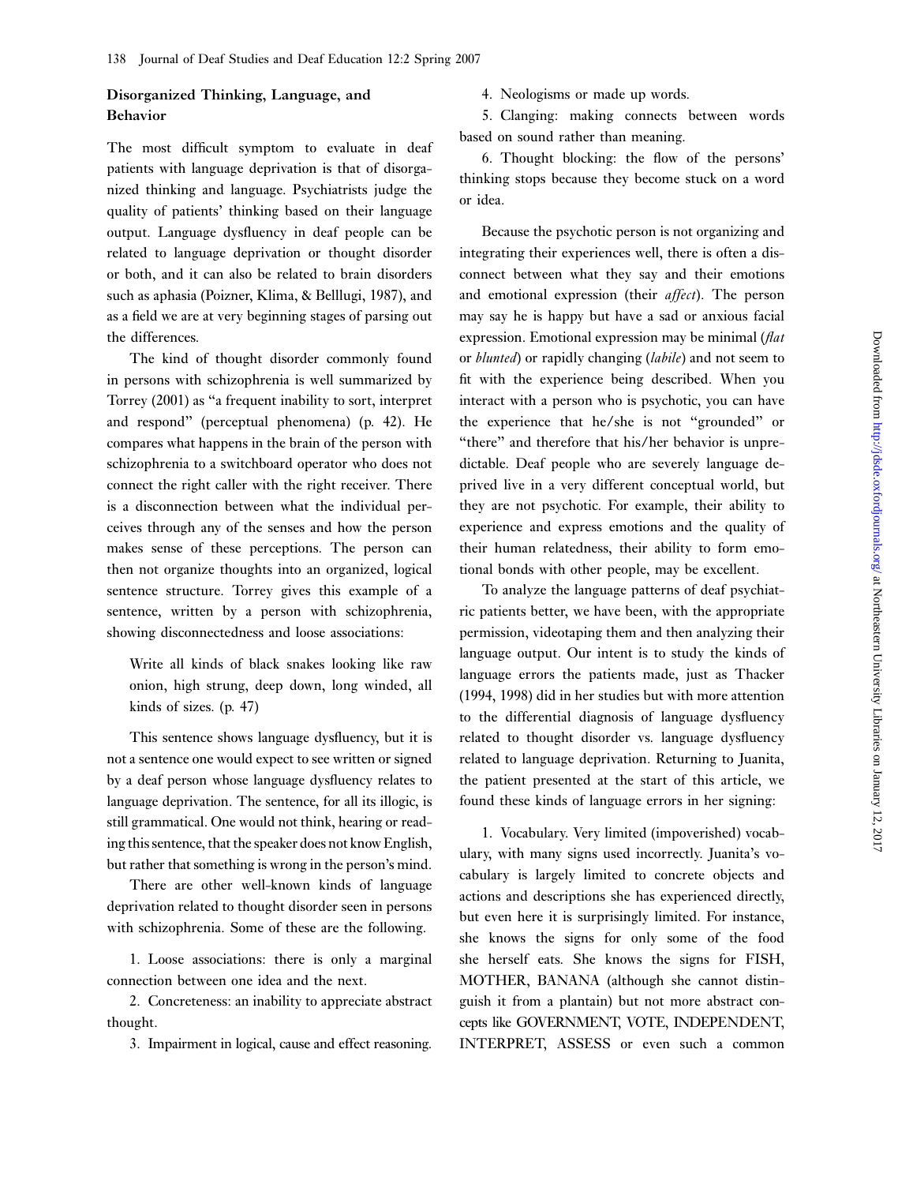## Disorganized Thinking, Language, and Behavior

The most difficult symptom to evaluate in deaf patients with language deprivation is that of disorganized thinking and language. Psychiatrists judge the quality of patients' thinking based on their language output. Language dysfluency in deaf people can be related to language deprivation or thought disorder or both, and it can also be related to brain disorders such as aphasia (Poizner, Klima, & Belllugi, 1987), and as a field we are at very beginning stages of parsing out the differences.

The kind of thought disorder commonly found in persons with schizophrenia is well summarized by Torrey (2001) as "a frequent inability to sort, interpret and respond" (perceptual phenomena) (p. 42). He compares what happens in the brain of the person with schizophrenia to a switchboard operator who does not connect the right caller with the right receiver. There is a disconnection between what the individual perceives through any of the senses and how the person makes sense of these perceptions. The person can then not organize thoughts into an organized, logical sentence structure. Torrey gives this example of a sentence, written by a person with schizophrenia, showing disconnectedness and loose associations:

> Write all kinds of black snakes looking like raw onion, high strung, deep down, long winded, all kinds of sizes. (p. 47)

This sentence shows language dysfluency, but it is not a sentence one would expect to see written or signed by a deaf person whose language dysfluency relates to language deprivation. The sentence, for all its illogic, is still grammatical. One would not think, hearing or reading this sentence, that the speaker does not know English, but rather that something is wrong in the person's mind.

There are other well-known kinds of language deprivation related to thought disorder seen in persons with schizophrenia. Some of these are the following.

1. Loose associations: there is only a marginal connection between one idea and the next.
2. Concreteness: an inability to appreciate abstract thought.
3. Impairment in logical, cause and effect reasoning.
4. Neologisms or made up words.
5. Clanging: making connects between words based on sound rather than meaning.
6. Thought blocking: the flow of the persons' thinking stops because they become stuck on a word or idea.

Because the psychotic person is not organizing and integrating their experiences well, there is often a disconnect between what they say and their emotions and emotional expression (their *affect*). The person may say he is happy but have a sad or anxious facial expression. Emotional expression may be minimal (*flat* or *blunted*) or rapidly changing (*labile*) and not seem to fit with the experience being described. When you interact with a person who is psychotic, you can have the experience that he/she is not "grounded" or "there" and therefore that his/her behavior is unpredictable. Deaf people who are severely language deprived live in a very different conceptual world, but they are not psychotic. For example, their ability to experience and express emotions and the quality of their human relatedness, their ability to form emotional bonds with other people, may be excellent.

To analyze the language patterns of deaf psychiatric patients better, we have been, with the appropriate permission, videotaping them and then analyzing their language output. Our intent is to study the kinds of language errors the patients made, just as Thacker (1994, 1998) did in her studies but with more attention to the differential diagnosis of language dysfluency related to thought disorder vs. language dysfluency related to language deprivation. Returning to Juanita, the patient presented at the start of this article, we found these kinds of language errors in her signing:

1. Vocabulary. Very limited (impoverished) vocabulary, with many signs used incorrectly. Juanita's vocabulary is largely limited to concrete objects and actions and descriptions she has experienced directly, but even here it is surprisingly limited. For instance, she knows the signs for only some of the food she herself eats. She knows the signs for FISH, MOTHER, BANANA (although she cannot distinguish it from a plantain) but not more abstract concepts like GOVERNMENT, VOTE, INDEPENDENT, INTERPRET, ASSESS or even such a common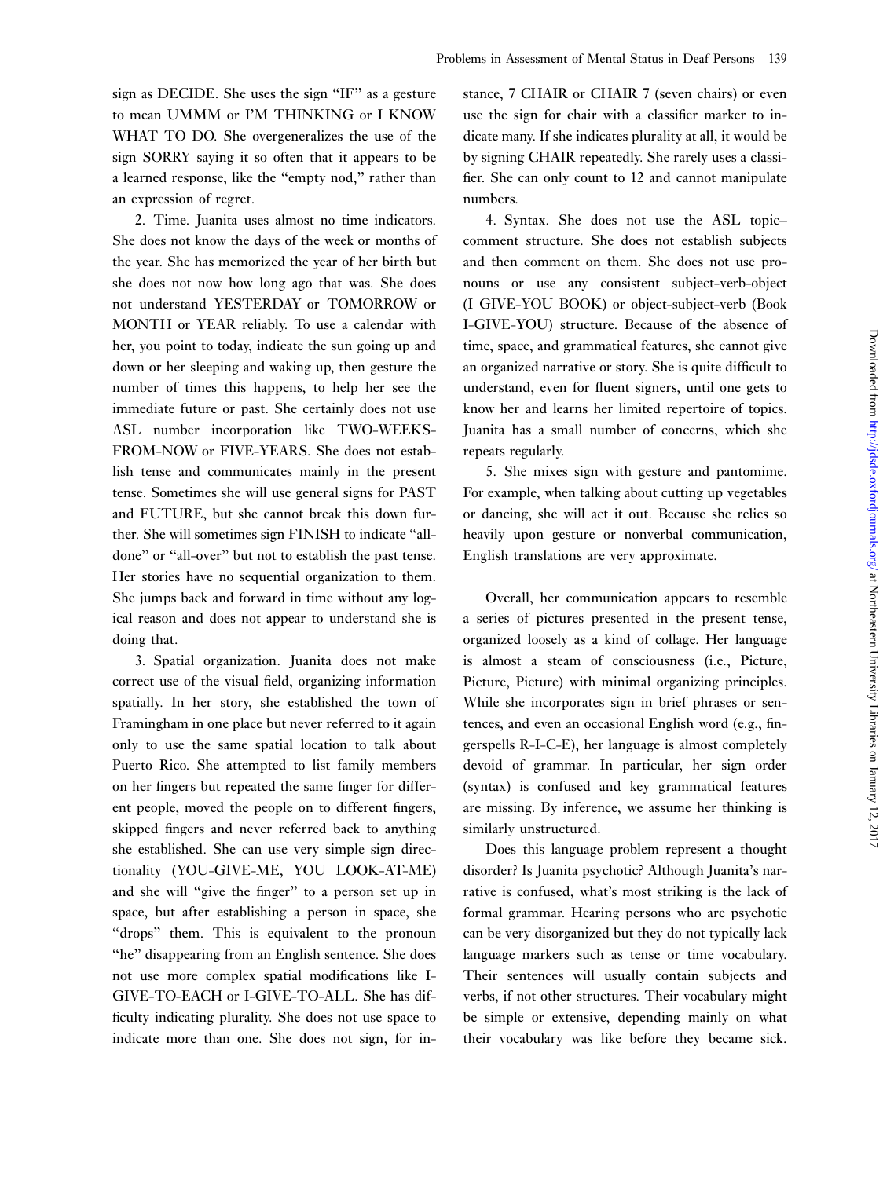sign as DECIDE. She uses the sign "IF" as a gesture to mean UMMM or I'M THINKING or I KNOW WHAT TO DO. She overgeneralizes the use of the sign SORRY saying it so often that it appears to be a learned response, like the "empty nod," rather than an expression of regret.

2. Time. Juanita uses almost no time indicators. She does not know the days of the week or months of the year. She has memorized the year of her birth but she does not now how long ago that was. She does not understand YESTERDAY or TOMORROW or MONTH or YEAR reliably. To use a calendar with her, you point to today, indicate the sun going up and down or her sleeping and waking up, then gesture the number of times this happens, to help her see the immediate future or past. She certainly does not use ASL number incorporation like TWO-WEEKS-FROM-NOW or FIVE-YEARS. She does not establish tense and communicates mainly in the present tense. Sometimes she will use general signs for PAST and FUTURE, but she cannot break this down further. She will sometimes sign FINISH to indicate "all-done" or "all-over" but not to establish the past tense. Her stories have no sequential organization to them. She jumps back and forward in time without any logical reason and does not appear to understand she is doing that.

3. Spatial organization. Juanita does not make correct use of the visual field, organizing information spatially. In her story, she established the town of Framingham in one place but never referred to it again only to use the same spatial location to talk about Puerto Rico. She attempted to list family members on her fingers but repeated the same finger for different people, moved the people on to different fingers, skipped fingers and never referred back to anything she established. She can use very simple sign directionality (YOU-GIVE-ME, YOU LOOK-AT-ME) and she will "give the finger" to a person set up in space, but after establishing a person in space, she "drops" them. This is equivalent to the pronoun "he" disappearing from an English sentence. She does not use more complex spatial modifications like I-GIVE-TO-EACH or I-GIVE-TO-ALL. She has difficulty indicating plurality. She does not use space to indicate more than one. She does not sign, for instance, 7 CHAIR or CHAIR 7 (seven chairs) or even use the sign for chair with a classifier marker to indicate many. If she indicates plurality at all, it would be by signing CHAIR repeatedly. She rarely uses a classifier. She can only count to 12 and cannot manipulate numbers.

4. Syntax. She does not use the ASL topic–comment structure. She does not establish subjects and then comment on them. She does not use pronouns or use any consistent subject-verb-object (I GIVE-YOU BOOK) or object-subject-verb (Book I-GIVE-YOU) structure. Because of the absence of time, space, and grammatical features, she cannot give an organized narrative or story. She is quite difficult to understand, even for fluent signers, until one gets to know her and learns her limited repertoire of topics. Juanita has a small number of concerns, which she repeats regularly.

5. She mixes sign with gesture and pantomime. For example, when talking about cutting up vegetables or dancing, she will act it out. Because she relies so heavily upon gesture or nonverbal communication, English translations are very approximate.

Overall, her communication appears to resemble a series of pictures presented in the present tense, organized loosely as a kind of collage. Her language is almost a steam of consciousness (i.e., Picture, Picture, Picture) with minimal organizing principles. While she incorporates sign in brief phrases or sentences, and even an occasional English word (e.g., fingerspells R-I-C-E), her language is almost completely devoid of grammar. In particular, her sign order (syntax) is confused and key grammatical features are missing. By inference, we assume her thinking is similarly unstructured.

Does this language problem represent a thought disorder? Is Juanita psychotic? Although Juanita's narrative is confused, what's most striking is the lack of formal grammar. Hearing persons who are psychotic can be very disorganized but they do not typically lack language markers such as tense or time vocabulary. Their sentences will usually contain subjects and verbs, if not other structures. Their vocabulary might be simple or extensive, depending mainly on what their vocabulary was like before they became sick.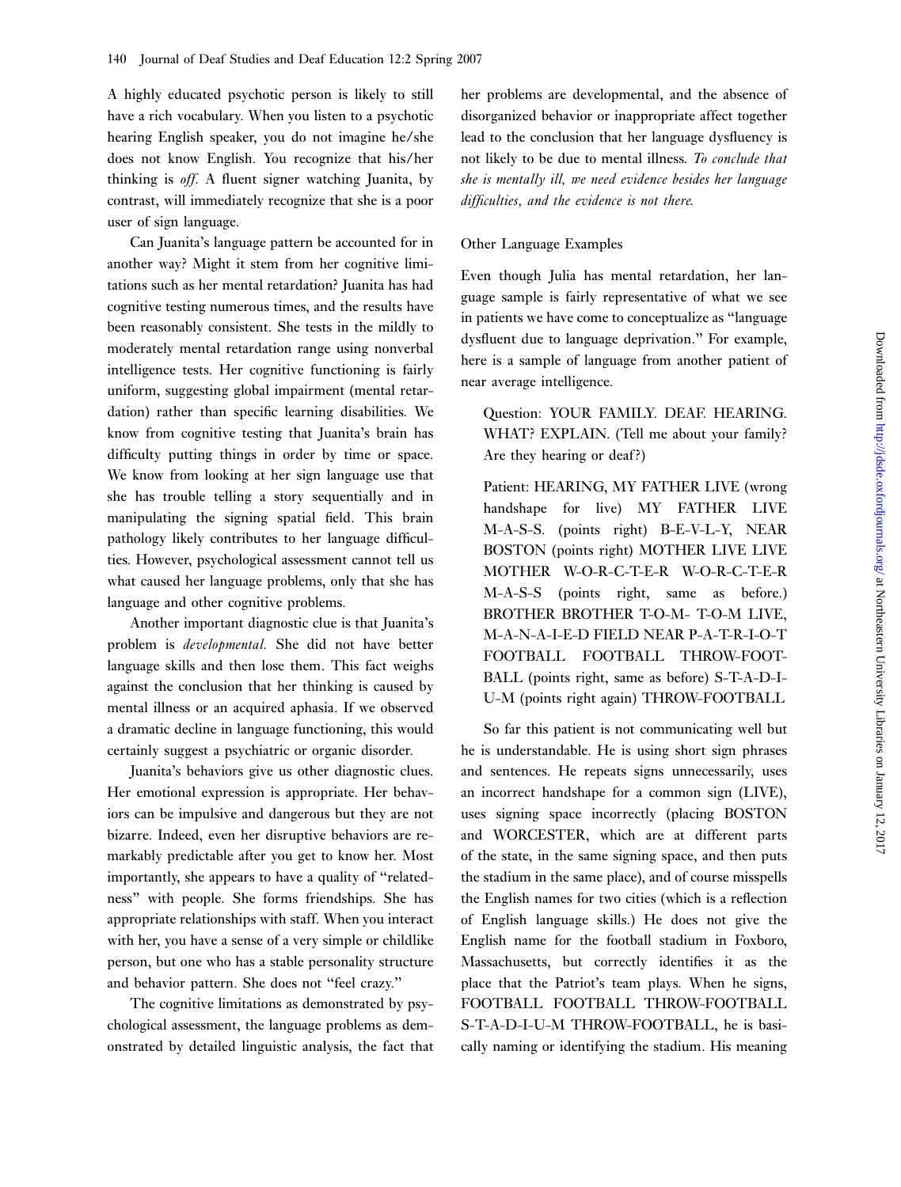A highly educated psychotic person is likely to still have a rich vocabulary. When you listen to a psychotic hearing English speaker, you do not imagine he/she does not know English. You recognize that his/her thinking is *off*. A fluent signer watching Juanita, by contrast, will immediately recognize that she is a poor user of sign language.

Can Juanita's language pattern be accounted for in another way? Might it stem from her cognitive limitations such as her mental retardation? Juanita has had cognitive testing numerous times, and the results have been reasonably consistent. She tests in the mildly to moderately mental retardation range using nonverbal intelligence tests. Her cognitive functioning is fairly uniform, suggesting global impairment (mental retardation) rather than specific learning disabilities. We know from cognitive testing that Juanita's brain has difficulty putting things in order by time or space. We know from looking at her sign language use that she has trouble telling a story sequentially and in manipulating the signing spatial field. This brain pathology likely contributes to her language difficulties. However, psychological assessment cannot tell us what caused her language problems, only that she has language and other cognitive problems.

Another important diagnostic clue is that Juanita's problem is *developmental*. She did not have better language skills and then lose them. This fact weighs against the conclusion that her thinking is caused by mental illness or an acquired aphasia. If we observed a dramatic decline in language functioning, this would certainly suggest a psychiatric or organic disorder.

Juanita's behaviors give us other diagnostic clues. Her emotional expression is appropriate. Her behaviors can be impulsive and dangerous but they are not bizarre. Indeed, even her disruptive behaviors are remarkably predictable after you get to know her. Most importantly, she appears to have a quality of "relatedness" with people. She forms friendships. She has appropriate relationships with staff. When you interact with her, you have a sense of a very simple or childlike person, but one who has a stable personality structure and behavior pattern. She does not "feel crazy."

The cognitive limitations as demonstrated by psychological assessment, the language problems as demonstrated by detailed linguistic analysis, the fact that her problems are developmental, and the absence of disorganized behavior or inappropriate affect together lead to the conclusion that her language dysfluency is not likely to be due to mental illness. *To conclude that she is mentally ill, we need evidence besides her language difficulties, and the evidence is not there.*

## Other Language Examples

Even though Julia has mental retardation, her language sample is fairly representative of what we see in patients we have come to conceptualize as "language dysfluent due to language deprivation." For example, here is a sample of language from another patient of near average intelligence.

> Question: YOUR FAMILY. DEAF. HEARING. WHAT? EXPLAIN. (Tell me about your family? Are they hearing or deaf?)
>
> Patient: HEARING, MY FATHER LIVE (wrong handshape for live) MY FATHER LIVE M-A-S-S. (points right) B-E-V-L-Y, NEAR BOSTON (points right) MOTHER LIVE LIVE MOTHER W-O-R-C-T-E-R W-O-R-C-T-E-R M-A-S-S (points right, same as before.) BROTHER BROTHER T-O-M- T-O-M LIVE, M-A-N-A-I-E-D FIELD NEAR P-A-T-R-I-O-T FOOTBALL FOOTBALL THROW-FOOTBALL (points right, same as before) S-T-A-D-I-U-M (points right again) THROW-FOOTBALL

So far this patient is not communicating well but he is understandable. He is using short sign phrases and sentences. He repeats signs unnecessarily, uses an incorrect handshape for a common sign (LIVE), uses signing space incorrectly (placing BOSTON and WORCESTER, which are at different parts of the state, in the same signing space, and then puts the stadium in the same place), and of course misspells the English names for two cities (which is a reflection of English language skills.) He does not give the English name for the football stadium in Foxboro, Massachusetts, but correctly identifies it as the place that the Patriot's team plays. When he signs, FOOTBALL FOOTBALL THROW-FOOTBALL S-T-A-D-I-U-M THROW-FOOTBALL, he is basically naming or identifying the stadium. His meaning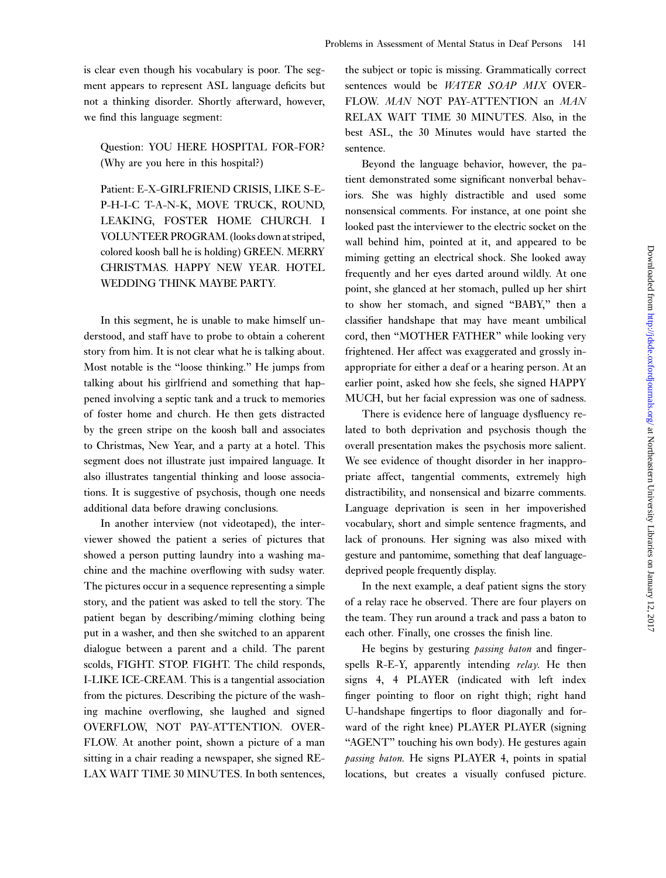is clear even though his vocabulary is poor. The segment appears to represent ASL language deficits but not a thinking disorder. Shortly afterward, however, we find this language segment:

> Question: YOU HERE HOSPITAL FOR-FOR? (Why are you here in this hospital?)
>
> Patient: E-X-GIRLFRIEND CRISIS, LIKE S-E-P-H-I-C T-A-N-K, MOVE TRUCK, ROUND, LEAKING, FOSTER HOME CHURCH. I VOLUNTEER PROGRAM. (looks down at striped, colored koosh ball he is holding) GREEN. MERRY CHRISTMAS. HAPPY NEW YEAR. HOTEL WEDDING THINK MAYBE PARTY.

In this segment, he is unable to make himself understood, and staff have to probe to obtain a coherent story from him. It is not clear what he is talking about. Most notable is the "loose thinking." He jumps from talking about his girlfriend and something that happened involving a septic tank and a truck to memories of foster home and church. He then gets distracted by the green stripe on the koosh ball and associates to Christmas, New Year, and a party at a hotel. This segment does not illustrate just impaired language. It also illustrates tangential thinking and loose associations. It is suggestive of psychosis, though one needs additional data before drawing conclusions.

In another interview (not videotaped), the interviewer showed the patient a series of pictures that showed a person putting laundry into a washing machine and the machine overflowing with sudsy water. The pictures occur in a sequence representing a simple story, and the patient was asked to tell the story. The patient began by describing/miming clothing being put in a washer, and then she switched to an apparent dialogue between a parent and a child. The parent scolds, FIGHT. STOP. FIGHT. The child responds, I-LIKE ICE-CREAM. This is a tangential association from the pictures. Describing the picture of the washing machine overflowing, she laughed and signed OVERFLOW, NOT PAY-ATTENTION. OVERFLOW. At another point, shown a picture of a man sitting in a chair reading a newspaper, she signed RELAX WAIT TIME 30 MINUTES. In both sentences, the subject or topic is missing. Grammatically correct sentences would be *WATER SOAP MIX* OVERFLOW. *MAN* NOT PAY-ATTENTION an *MAN* RELAX WAIT TIME 30 MINUTES. Also, in the best ASL, the 30 Minutes would have started the sentence.

Beyond the language behavior, however, the patient demonstrated some significant nonverbal behaviors. She was highly distractible and used some nonsensical comments. For instance, at one point she looked past the interviewer to the electric socket on the wall behind him, pointed at it, and appeared to be miming getting an electrical shock. She looked away frequently and her eyes darted around wildly. At one point, she glanced at her stomach, pulled up her shirt to show her stomach, and signed "BABY," then a classifier handshape that may have meant umbilical cord, then "MOTHER FATHER" while looking very frightened. Her affect was exaggerated and grossly inappropriate for either a deaf or a hearing person. At an earlier point, asked how she feels, she signed HAPPY MUCH, but her facial expression was one of sadness.

There is evidence here of language dysfluency related to both deprivation and psychosis though the overall presentation makes the psychosis more salient. We see evidence of thought disorder in her inappropriate affect, tangential comments, extremely high distractibility, and nonsensical and bizarre comments. Language deprivation is seen in her impoverished vocabulary, short and simple sentence fragments, and lack of pronouns. Her signing was also mixed with gesture and pantomime, something that deaf language-deprived people frequently display.

In the next example, a deaf patient signs the story of a relay race he observed. There are four players on the team. They run around a track and pass a baton to each other. Finally, one crosses the finish line.

He begins by gesturing *passing baton* and fingerspells R-E-Y, apparently intending *relay*. He then signs 4, 4 PLAYER (indicated with left index finger pointing to floor on right thigh; right hand U-handshape fingertips to floor diagonally and forward of the right knee) PLAYER PLAYER (signing "AGENT" touching his own body). He gestures again *passing baton*. He signs PLAYER 4, points in spatial locations, but creates a visually confused picture.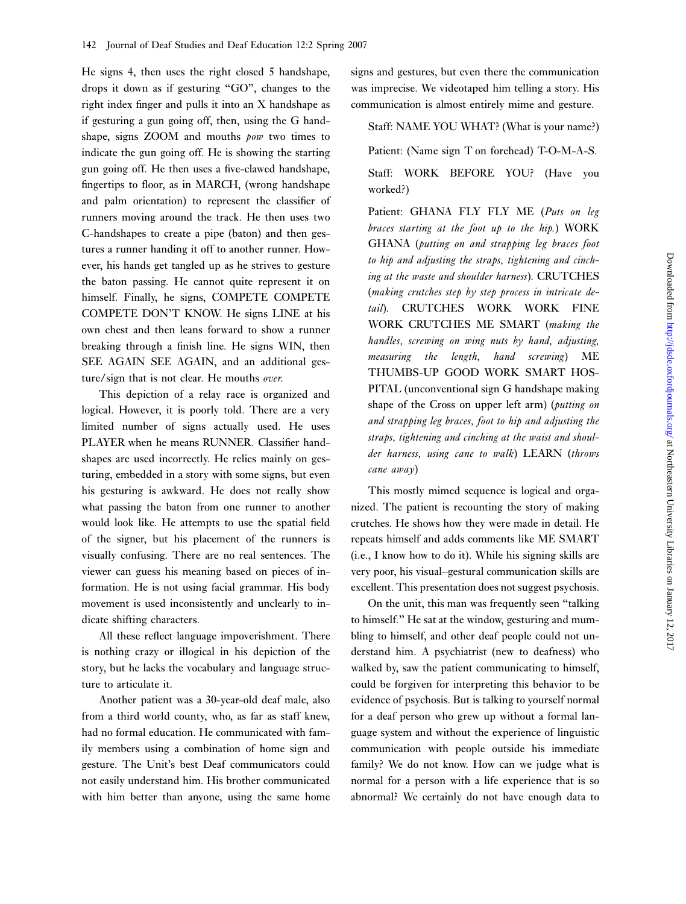He signs 4, then uses the right closed 5 handshape, drops it down as if gesturing "GO", changes to the right index finger and pulls it into an X handshape as if gesturing a gun going off, then, using the G handshape, signs ZOOM and mouths *pow* two times to indicate the gun going off. He is showing the starting gun going off. He then uses a five-clawed handshape, fingertips to floor, as in MARCH, (wrong handshape and palm orientation) to represent the classifier of runners moving around the track. He then uses two C-handshapes to create a pipe (baton) and then gestures a runner handing it off to another runner. However, his hands get tangled up as he strives to gesture the baton passing. He cannot quite represent it on himself. Finally, he signs, COMPETE COMPETE COMPETE DON'T KNOW. He signs LINE at his own chest and then leans forward to show a runner breaking through a finish line. He signs WIN, then SEE AGAIN SEE AGAIN, and an additional gesture/sign that is not clear. He mouths *over.*

This depiction of a relay race is organized and logical. However, it is poorly told. There are a very limited number of signs actually used. He uses PLAYER when he means RUNNER. Classifier handshapes are used incorrectly. He relies mainly on gesturing, embedded in a story with some signs, but even his gesturing is awkward. He does not really show what passing the baton from one runner to another would look like. He attempts to use the spatial field of the signer, but his placement of the runners is visually confusing. There are no real sentences. The viewer can guess his meaning based on pieces of information. He is not using facial grammar. His body movement is used inconsistently and unclearly to indicate shifting characters.

All these reflect language impoverishment. There is nothing crazy or illogical in his depiction of the story, but he lacks the vocabulary and language structure to articulate it.

Another patient was a 30-year-old deaf male, also from a third world county, who, as far as staff knew, had no formal education. He communicated with family members using a combination of home sign and gesture. The Unit's best Deaf communicators could not easily understand him. His brother communicated with him better than anyone, using the same home signs and gestures, but even there the communication was imprecise. We videotaped him telling a story. His communication is almost entirely mime and gesture.

> Staff: NAME YOU WHAT? (What is your name?)
>
> Patient: (Name sign T on forehead) T-O-M-A-S.
>
> Staff: WORK BEFORE YOU? (Have you worked?)
>
> Patient: GHANA FLY FLY ME (*Puts on leg braces starting at the foot up to the hip.*) WORK GHANA (*putting on and strapping leg braces foot to hip and adjusting the straps, tightening and cinching at the waste and shoulder harness*). CRUTCHES (*making crutches step by step process in intricate detail*). CRUTCHES WORK WORK FINE WORK CRUTCHES ME SMART (*making the handles, screwing on wing nuts by hand, adjusting, measuring the length, hand screwing*) ME THUMBS-UP GOOD WORK SMART HOSPITAL (unconventional sign G handshape making shape of the Cross on upper left arm) (*putting on and strapping leg braces, foot to hip and adjusting the straps, tightening and cinching at the waist and shoulder harness, using cane to walk*) LEARN (*throws cane away*)

This mostly mimed sequence is logical and organized. The patient is recounting the story of making crutches. He shows how they were made in detail. He repeats himself and adds comments like ME SMART (i.e., I know how to do it). While his signing skills are very poor, his visual–gestural communication skills are excellent. This presentation does not suggest psychosis.

On the unit, this man was frequently seen "talking to himself." He sat at the window, gesturing and mumbling to himself, and other deaf people could not understand him. A psychiatrist (new to deafness) who walked by, saw the patient communicating to himself, could be forgiven for interpreting this behavior to be evidence of psychosis. But is talking to yourself normal for a deaf person who grew up without a formal language system and without the experience of linguistic communication with people outside his immediate family? We do not know. How can we judge what is normal for a person with a life experience that is so abnormal? We certainly do not have enough data to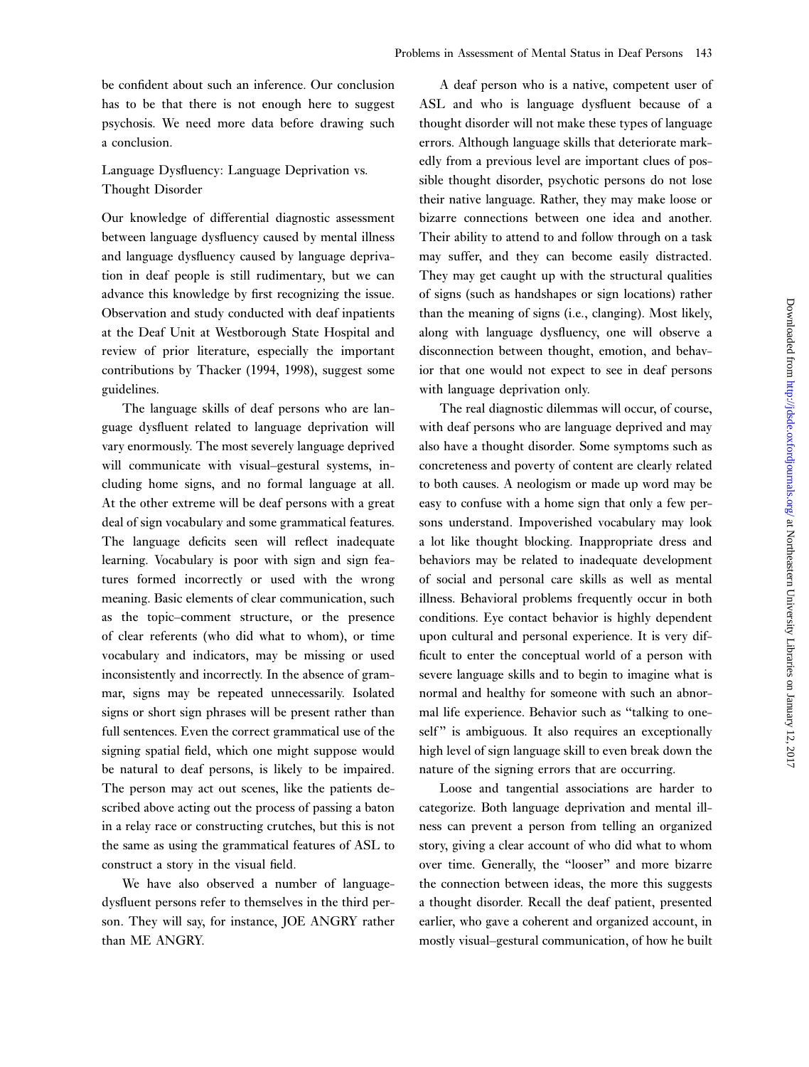be confident about such an inference. Our conclusion has to be that there is not enough here to suggest psychosis. We need more data before drawing such a conclusion.

### Language Dysfluency: Language Deprivation vs. Thought Disorder

Our knowledge of differential diagnostic assessment between language dysfluency caused by mental illness and language dysfluency caused by language deprivation in deaf people is still rudimentary, but we can advance this knowledge by first recognizing the issue. Observation and study conducted with deaf inpatients at the Deaf Unit at Westborough State Hospital and review of prior literature, especially the important contributions by Thacker (1994, 1998), suggest some guidelines.

The language skills of deaf persons who are language dysfluent related to language deprivation will vary enormously. The most severely language deprived will communicate with visual–gestural systems, including home signs, and no formal language at all. At the other extreme will be deaf persons with a great deal of sign vocabulary and some grammatical features. The language deficits seen will reflect inadequate learning. Vocabulary is poor with sign and sign features formed incorrectly or used with the wrong meaning. Basic elements of clear communication, such as the topic–comment structure, or the presence of clear referents (who did what to whom), or time vocabulary and indicators, may be missing or used inconsistently and incorrectly. In the absence of grammar, signs may be repeated unnecessarily. Isolated signs or short sign phrases will be present rather than full sentences. Even the correct grammatical use of the signing spatial field, which one might suppose would be natural to deaf persons, is likely to be impaired. The person may act out scenes, like the patients described above acting out the process of passing a baton in a relay race or constructing crutches, but this is not the same as using the grammatical features of ASL to construct a story in the visual field.

We have also observed a number of language-dysfluent persons refer to themselves in the third person. They will say, for instance, JOE ANGRY rather than ME ANGRY.

A deaf person who is a native, competent user of ASL and who is language dysfluent because of a thought disorder will not make these types of language errors. Although language skills that deteriorate markedly from a previous level are important clues of possible thought disorder, psychotic persons do not lose their native language. Rather, they may make loose or bizarre connections between one idea and another. Their ability to attend to and follow through on a task may suffer, and they can become easily distracted. They may get caught up with the structural qualities of signs (such as handshapes or sign locations) rather than the meaning of signs (i.e., clanging). Most likely, along with language dysfluency, one will observe a disconnection between thought, emotion, and behavior that one would not expect to see in deaf persons with language deprivation only.

The real diagnostic dilemmas will occur, of course, with deaf persons who are language deprived and may also have a thought disorder. Some symptoms such as concreteness and poverty of content are clearly related to both causes. A neologism or made up word may be easy to confuse with a home sign that only a few persons understand. Impoverished vocabulary may look a lot like thought blocking. Inappropriate dress and behaviors may be related to inadequate development of social and personal care skills as well as mental illness. Behavioral problems frequently occur in both conditions. Eye contact behavior is highly dependent upon cultural and personal experience. It is very difficult to enter the conceptual world of a person with severe language skills and to begin to imagine what is normal and healthy for someone with such an abnormal life experience. Behavior such as "talking to oneself" is ambiguous. It also requires an exceptionally high level of sign language skill to even break down the nature of the signing errors that are occurring.

Loose and tangential associations are harder to categorize. Both language deprivation and mental illness can prevent a person from telling an organized story, giving a clear account of who did what to whom over time. Generally, the "looser" and more bizarre the connection between ideas, the more this suggests a thought disorder. Recall the deaf patient, presented earlier, who gave a coherent and organized account, in mostly visual–gestural communication, of how he built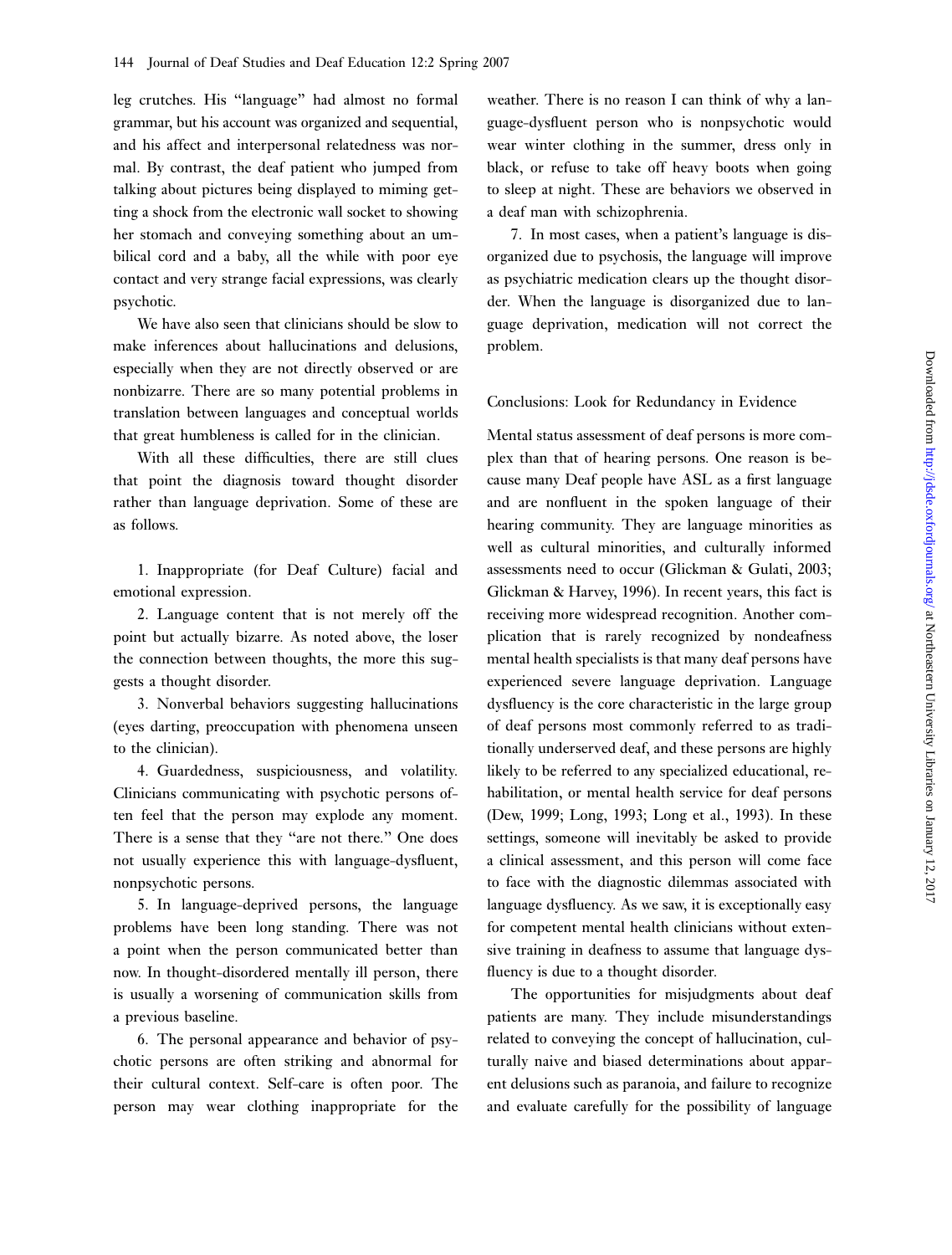leg crutches. His "language" had almost no formal grammar, but his account was organized and sequential, and his affect and interpersonal relatedness was normal. By contrast, the deaf patient who jumped from talking about pictures being displayed to miming getting a shock from the electronic wall socket to showing her stomach and conveying something about an umbilical cord and a baby, all the while with poor eye contact and very strange facial expressions, was clearly psychotic.

We have also seen that clinicians should be slow to make inferences about hallucinations and delusions, especially when they are not directly observed or are nonbizarre. There are so many potential problems in translation between languages and conceptual worlds that great humbleness is called for in the clinician.

With all these difficulties, there are still clues that point the diagnosis toward thought disorder rather than language deprivation. Some of these are as follows.

1. Inappropriate (for Deaf Culture) facial and emotional expression.

2. Language content that is not merely off the point but actually bizarre. As noted above, the loser the connection between thoughts, the more this suggests a thought disorder.

3. Nonverbal behaviors suggesting hallucinations (eyes darting, preoccupation with phenomena unseen to the clinician).

4. Guardedness, suspiciousness, and volatility. Clinicians communicating with psychotic persons often feel that the person may explode any moment. There is a sense that they "are not there." One does not usually experience this with language-dysfluent, nonpsychotic persons.

5. In language-deprived persons, the language problems have been long standing. There was not a point when the person communicated better than now. In thought-disordered mentally ill person, there is usually a worsening of communication skills from a previous baseline.

6. The personal appearance and behavior of psychotic persons are often striking and abnormal for their cultural context. Self-care is often poor. The person may wear clothing inappropriate for the weather. There is no reason I can think of why a language-dysfluent person who is nonpsychotic would wear winter clothing in the summer, dress only in black, or refuse to take off heavy boots when going to sleep at night. These are behaviors we observed in a deaf man with schizophrenia.

7. In most cases, when a patient's language is disorganized due to psychosis, the language will improve as psychiatric medication clears up the thought disorder. When the language is disorganized due to language deprivation, medication will not correct the problem.

## Conclusions: Look for Redundancy in Evidence

Mental status assessment of deaf persons is more complex than that of hearing persons. One reason is because many Deaf people have ASL as a first language and are nonfluent in the spoken language of their hearing community. They are language minorities as well as cultural minorities, and culturally informed assessments need to occur (Glickman & Gulati, 2003; Glickman & Harvey, 1996). In recent years, this fact is receiving more widespread recognition. Another complication that is rarely recognized by nondeafness mental health specialists is that many deaf persons have experienced severe language deprivation. Language dysfluency is the core characteristic in the large group of deaf persons most commonly referred to as traditionally underserved deaf, and these persons are highly likely to be referred to any specialized educational, rehabilitation, or mental health service for deaf persons (Dew, 1999; Long, 1993; Long et al., 1993). In these settings, someone will inevitably be asked to provide a clinical assessment, and this person will come face to face with the diagnostic dilemmas associated with language dysfluency. As we saw, it is exceptionally easy for competent mental health clinicians without extensive training in deafness to assume that language dysfluency is due to a thought disorder.

The opportunities for misjudgments about deaf patients are many. They include misunderstandings related to conveying the concept of hallucination, culturally naive and biased determinations about apparent delusions such as paranoia, and failure to recognize and evaluate carefully for the possibility of language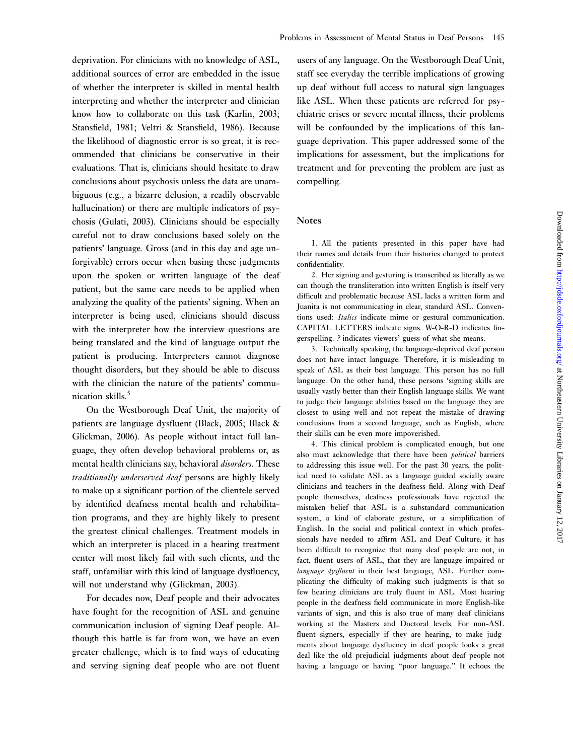deprivation. For clinicians with no knowledge of ASL, additional sources of error are embedded in the issue of whether the interpreter is skilled in mental health interpreting and whether the interpreter and clinician know how to collaborate on this task (Karlin, 2003; Stansfield, 1981; Veltri & Stansfield, 1986). Because the likelihood of diagnostic error is so great, it is recommended that clinicians be conservative in their evaluations. That is, clinicians should hesitate to draw conclusions about psychosis unless the data are unambiguous (e.g., a bizarre delusion, a readily observable hallucination) or there are multiple indicators of psychosis (Gulati, 2003). Clinicians should be especially careful not to draw conclusions based solely on the patients' language. Gross (and in this day and age unforgivable) errors occur when basing these judgments upon the spoken or written language of the deaf patient, but the same care needs to be applied when analyzing the quality of the patients' signing. When an interpreter is being used, clinicians should discuss with the interpreter how the interview questions are being translated and the kind of language output the patient is producing. Interpreters cannot diagnose thought disorders, but they should be able to discuss with the clinician the nature of the patients' communication skills.[5]

On the Westborough Deaf Unit, the majority of patients are language dysfluent (Black, 2005; Black & Glickman, 2006). As people without intact full language, they often develop behavioral problems or, as mental health clinicians say, behavioral *disorders*. These *traditionally underserved deaf* persons are highly likely to make up a significant portion of the clientele served by identified deafness mental health and rehabilitation programs, and they are highly likely to present the greatest clinical challenges. Treatment models in which an interpreter is placed in a hearing treatment center will most likely fail with such clients, and the staff, unfamiliar with this kind of language dysfluency, will not understand why (Glickman, 2003).

For decades now, Deaf people and their advocates have fought for the recognition of ASL and genuine communication inclusion of signing Deaf people. Although this battle is far from won, we have an even greater challenge, which is to find ways of educating and serving signing deaf people who are not fluent users of any language. On the Westborough Deaf Unit, staff see everyday the terrible implications of growing up deaf without full access to natural sign languages like ASL. When these patients are referred for psychiatric crises or severe mental illness, their problems will be confounded by the implications of this language deprivation. This paper addressed some of the implications for assessment, but the implications for treatment and for preventing the problem are just as compelling.

## Notes

1. All the patients presented in this paper have had their names and details from their histories changed to protect confidentiality.

2. Her signing and gesturing is transcribed as literally as we can though the transliteration into written English is itself very difficult and problematic because ASL lacks a written form and Juanita is not communicating in clear, standard ASL. Conventions used: *Italics* indicate mime or gestural communication. CAPITAL LETTERS indicate signs. W-O-R-D indicates fingerspelling. *?* indicates viewers' guess of what she means.

3. Technically speaking, the language-deprived deaf person does not have intact language. Therefore, it is misleading to speak of ASL as their best language. This person has no full language. On the other hand, these persons 'signing skills are usually vastly better than their English language skills. We want to judge their language abilities based on the language they are closest to using well and not repeat the mistake of drawing conclusions from a second language, such as English, where their skills can be even more impoverished.

4. This clinical problem is complicated enough, but one also must acknowledge that there have been *political* barriers to addressing this issue well. For the past 30 years, the political need to validate ASL as a language guided socially aware clinicians and teachers in the deafness field. Along with Deaf people themselves, deafness professionals have rejected the mistaken belief that ASL is a substandard communication system, a kind of elaborate gesture, or a simplification of English. In the social and political context in which professionals have needed to affirm ASL and Deaf Culture, it has been difficult to recognize that many deaf people are not, in fact, fluent users of ASL, that they are language impaired or *language dysfluent* in their best language, ASL. Further complicating the difficulty of making such judgments is that so few hearing clinicians are truly fluent in ASL. Most hearing people in the deafness field communicate in more English-like variants of sign, and this is also true of many deaf clinicians working at the Masters and Doctoral levels. For non-ASL fluent signers, especially if they are hearing, to make judgments about language dysfluency in deaf people looks a great deal like the old prejudicial judgments about deaf people not having a language or having "poor language." It echoes the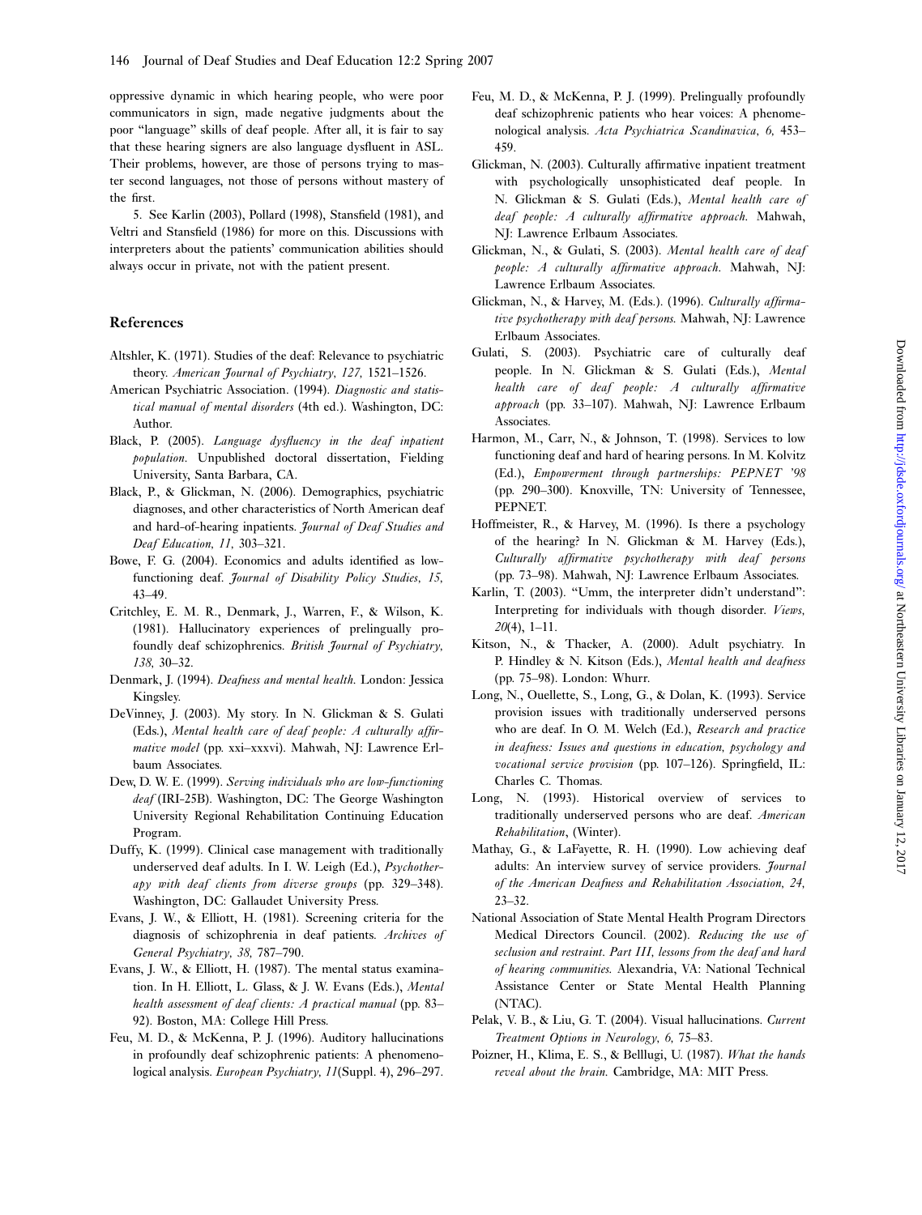oppressive dynamic in which hearing people, who were poor communicators in sign, made negative judgments about the poor "language" skills of deaf people. After all, it is fair to say that these hearing signers are also language dysfluent in ASL. Their problems, however, are those of persons trying to master second languages, not those of persons without mastery of the first.

5. See Karlin (2003), Pollard (1998), Stansfield (1981), and Veltri and Stansfield (1986) for more on this. Discussions with interpreters about the patients' communication abilities should always occur in private, not with the patient present.

## References

Altshler, K. (1971). Studies of the deaf: Relevance to psychiatric theory. *American Journal of Psychiatry, 127,* 1521–1526.

American Psychiatric Association. (1994). *Diagnostic and statistical manual of mental disorders* (4th ed.). Washington, DC: Author.

Black, P. (2005). *Language dysfluency in the deaf inpatient population*. Unpublished doctoral dissertation, Fielding University, Santa Barbara, CA.

Black, P., & Glickman, N. (2006). Demographics, psychiatric diagnoses, and other characteristics of North American deaf and hard-of-hearing inpatients. *Journal of Deaf Studies and Deaf Education, 11,* 303–321.

Bowe, F. G. (2004). Economics and adults identified as low-functioning deaf. *Journal of Disability Policy Studies, 15,* 43–49.

Critchley, E. M. R., Denmark, J., Warren, F., & Wilson, K. (1981). Hallucinatory experiences of prelingually profoundly deaf schizophrenics. *British Journal of Psychiatry, 138,* 30–32.

Denmark, J. (1994). *Deafness and mental health*. London: Jessica Kingsley.

DeVinney, J. (2003). My story. In N. Glickman & S. Gulati (Eds.), *Mental health care of deaf people: A culturally affirmative model* (pp. xxi–xxxvi). Mahwah, NJ: Lawrence Erlbaum Associates.

Dew, D. W. E. (1999). *Serving individuals who are low-functioning deaf* (IRI-25B). Washington, DC: The George Washington University Regional Rehabilitation Continuing Education Program.

Duffy, K. (1999). Clinical case management with traditionally underserved deaf adults. In I. W. Leigh (Ed.), *Psychotherapy with deaf clients from diverse groups* (pp. 329–348). Washington, DC: Gallaudet University Press.

Evans, J. W., & Elliott, H. (1981). Screening criteria for the diagnosis of schizophrenia in deaf patients. *Archives of General Psychiatry, 38,* 787–790.

Evans, J. W., & Elliott, H. (1987). The mental status examination. In H. Elliott, L. Glass, & J. W. Evans (Eds.), *Mental health assessment of deaf clients: A practical manual* (pp. 83–92). Boston, MA: College Hill Press.

Feu, M. D., & McKenna, P. J. (1996). Auditory hallucinations in profoundly deaf schizophrenic patients: A phenomenological analysis. *European Psychiatry, 11*(Suppl. 4), 296–297.

Feu, M. D., & McKenna, P. J. (1999). Prelingually profoundly deaf schizophrenic patients who hear voices: A phenomenological analysis. *Acta Psychiatrica Scandinavica, 6,* 453–459.

Glickman, N. (2003). Culturally affirmative inpatient treatment with psychologically unsophisticated deaf people. In N. Glickman & S. Gulati (Eds.), *Mental health care of deaf people: A culturally affirmative approach*. Mahwah, NJ: Lawrence Erlbaum Associates.

Glickman, N., & Gulati, S. (2003). *Mental health care of deaf people: A culturally affirmative approach*. Mahwah, NJ: Lawrence Erlbaum Associates.

Glickman, N., & Harvey, M. (Eds.). (1996). *Culturally affirmative psychotherapy with deaf persons.* Mahwah, NJ: Lawrence Erlbaum Associates.

Gulati, S. (2003). Psychiatric care of culturally deaf people. In N. Glickman & S. Gulati (Eds.), *Mental health care of deaf people: A culturally affirmative approach* (pp. 33–107). Mahwah, NJ: Lawrence Erlbaum Associates.

Harmon, M., Carr, N., & Johnson, T. (1998). Services to low functioning deaf and hard of hearing persons. In M. Kolvitz (Ed.), *Empowerment through partnerships: PEPNET '98* (pp. 290–300). Knoxville, TN: University of Tennessee, PEPNET.

Hoffmeister, R., & Harvey, M. (1996). Is there a psychology of the hearing? In N. Glickman & M. Harvey (Eds.), *Culturally affirmative psychotherapy with deaf persons* (pp. 73–98). Mahwah, NJ: Lawrence Erlbaum Associates.

Karlin, T. (2003). "Umm, the interpreter didn't understand": Interpreting for individuals with though disorder. *Views, 20*(4), 1–11.

Kitson, N., & Thacker, A. (2000). Adult psychiatry. In P. Hindley & N. Kitson (Eds.), *Mental health and deafness* (pp. 75–98). London: Whurr.

Long, N., Ouellette, S., Long, G., & Dolan, K. (1993). Service provision issues with traditionally underserved persons who are deaf. In O. M. Welch (Ed.), *Research and practice in deafness: Issues and questions in education, psychology and vocational service provision* (pp. 107–126). Springfield, IL: Charles C. Thomas.

Long, N. (1993). Historical overview of services to traditionally underserved persons who are deaf. *American Rehabilitation*, (Winter).

Mathay, G., & LaFayette, R. H. (1990). Low achieving deaf adults: An interview survey of service providers. *Journal of the American Deafness and Rehabilitation Association, 24,* 23–32.

National Association of State Mental Health Program Directors Medical Directors Council. (2002). *Reducing the use of seclusion and restraint. Part III, lessons from the deaf and hard of hearing communities.* Alexandria, VA: National Technical Assistance Center or State Mental Health Planning (NTAC).

Pelak, V. B., & Liu, G. T. (2004). Visual hallucinations. *Current Treatment Options in Neurology, 6,* 75–83.

Poizner, H., Klima, E. S., & Belllugi, U. (1987). *What the hands reveal about the brain.* Cambridge, MA: MIT Press.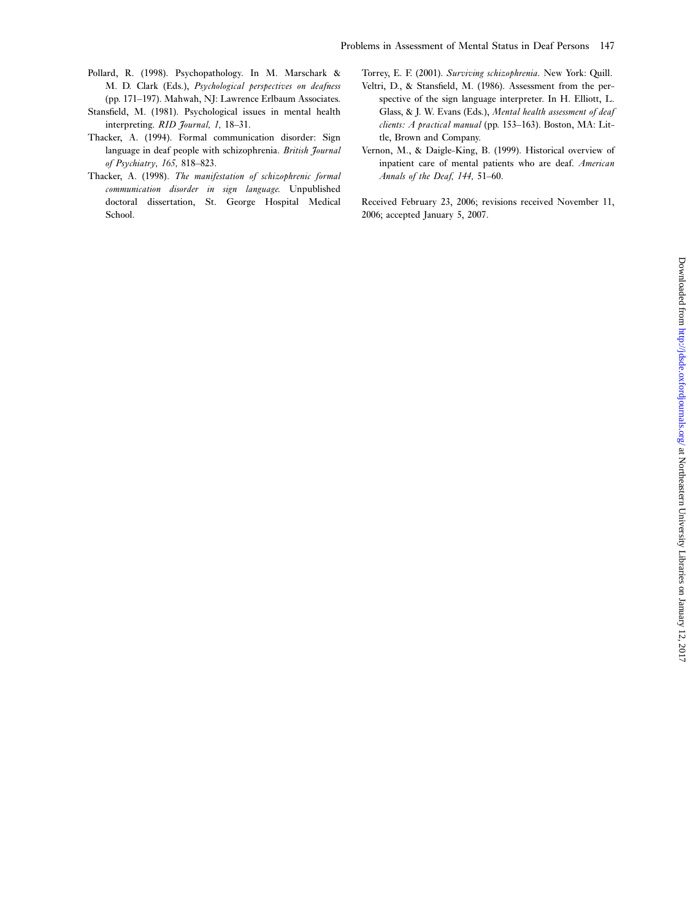Pollard, R. (1998). Psychopathology. In M. Marschark & M. D. Clark (Eds.), *Psychological perspectives on deafness* (pp. 171–197). Mahwah, NJ: Lawrence Erlbaum Associates.

Stansfield, M. (1981). Psychological issues in mental health interpreting. *RID Journal, 1,* 18–31.

Thacker, A. (1994). Formal communication disorder: Sign language in deaf people with schizophrenia. *British Journal of Psychiatry, 165,* 818–823.

Thacker, A. (1998). *The manifestation of schizophrenic formal communication disorder in sign language.* Unpublished doctoral dissertation, St. George Hospital Medical School.

Torrey, E. F. (2001). *Surviving schizophrenia*. New York: Quill.

Veltri, D., & Stansfield, M. (1986). Assessment from the perspective of the sign language interpreter. In H. Elliott, L. Glass, & J. W. Evans (Eds.), *Mental health assessment of deaf clients: A practical manual* (pp. 153–163). Boston, MA: Little, Brown and Company.

Vernon, M., & Daigle-King, B. (1999). Historical overview of inpatient care of mental patients who are deaf. *American Annals of the Deaf, 144,* 51–60.

Received February 23, 2006; revisions received November 11, 2006; accepted January 5, 2007.